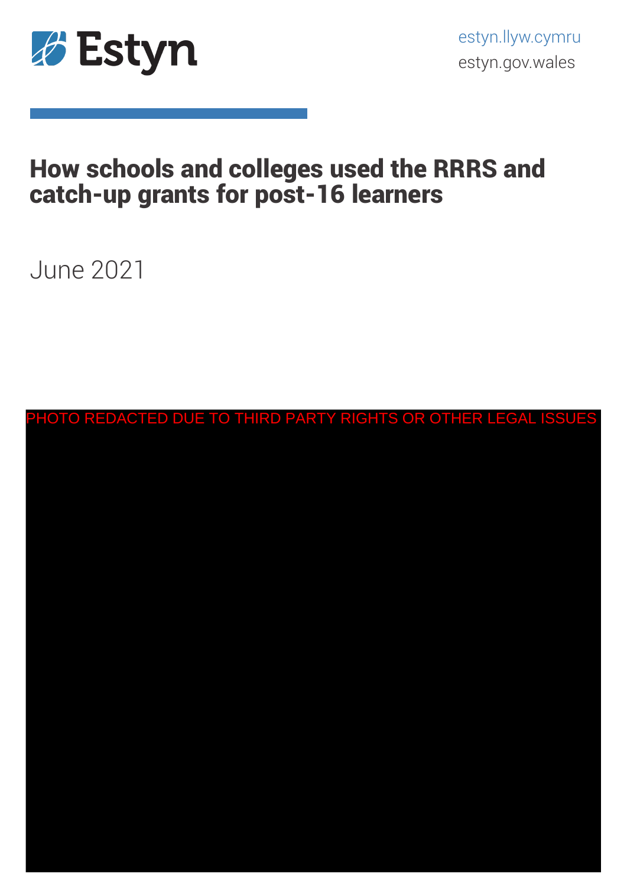Estyn

estyn.llyw.cymru
estyn.gov.wales

# How schools and colleges used the RRRS and catch-up grants for post-16 learners

June 2021

PHOTO REDACTED DUE TO THIRD PARTY RIGHTS OR OTHER LEGAL ISSUES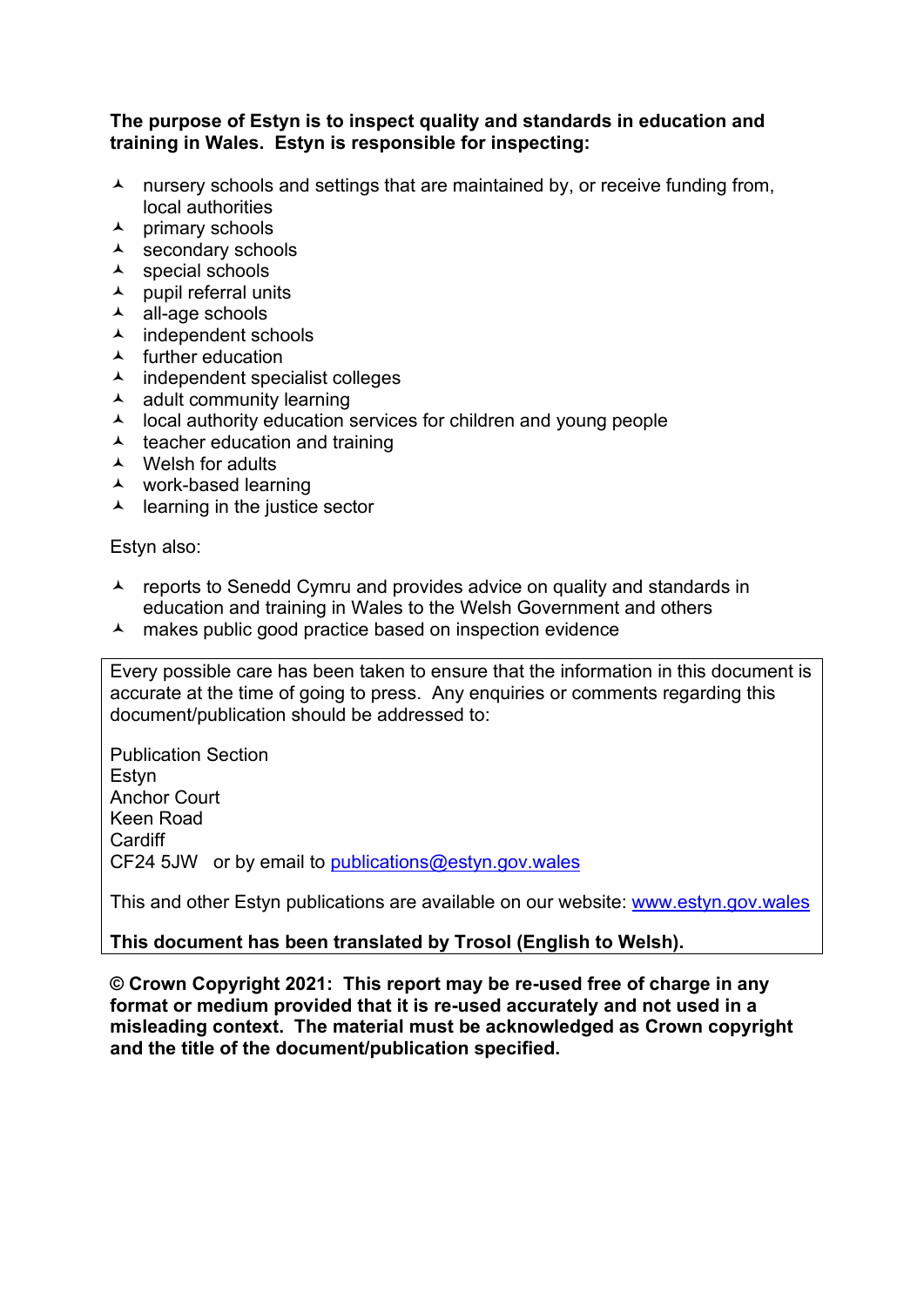**The purpose of Estyn is to inspect quality and standards in education and training in Wales. Estyn is responsible for inspecting:**

- nursery schools and settings that are maintained by, or receive funding from, local authorities
- primary schools
- secondary schools
- special schools
- pupil referral units
- all-age schools
- independent schools
- further education
- independent specialist colleges
- adult community learning
- local authority education services for children and young people
- teacher education and training
- Welsh for adults
- work-based learning
- learning in the justice sector

Estyn also:

- reports to Senedd Cymru and provides advice on quality and standards in education and training in Wales to the Welsh Government and others
- makes public good practice based on inspection evidence

Every possible care has been taken to ensure that the information in this document is accurate at the time of going to press. Any enquiries or comments regarding this document/publication should be addressed to:

Publication Section
Estyn
Anchor Court
Keen Road
Cardiff
CF24 5JW or by email to publications@estyn.gov.wales

This and other Estyn publications are available on our website: www.estyn.gov.wales

**This document has been translated by Trosol (English to Welsh).**

**© Crown Copyright 2021: This report may be re-used free of charge in any format or medium provided that it is re-used accurately and not used in a misleading context. The material must be acknowledged as Crown copyright and the title of the document/publication specified.**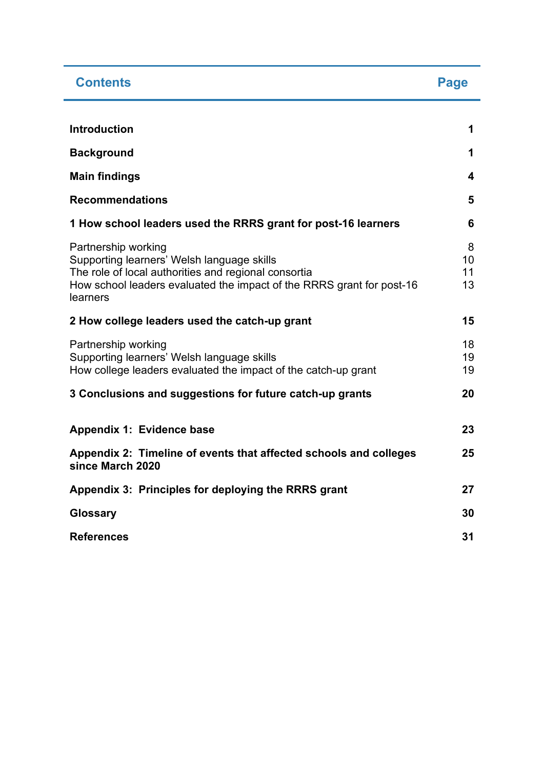| Contents | Page |
|---|---|
| **Introduction** | **1** |
| **Background** | **1** |
| **Main findings** | **4** |
| **Recommendations** | **5** |
| **1 How school leaders used the RRRS grant for post-16 learners** | **6** |
| Partnership working | 8 |
| Supporting learners' Welsh language skills | 10 |
| The role of local authorities and regional consortia | 11 |
| How school leaders evaluated the impact of the RRRS grant for post-16 learners | 13 |
| **2 How college leaders used the catch-up grant** | **15** |
| Partnership working | 18 |
| Supporting learners' Welsh language skills | 19 |
| How college leaders evaluated the impact of the catch-up grant | 19 |
| **3 Conclusions and suggestions for future catch-up grants** | **20** |
| **Appendix 1: Evidence base** | **23** |
| **Appendix 2: Timeline of events that affected schools and colleges since March 2020** | **25** |
| **Appendix 3: Principles for deploying the RRRS grant** | **27** |
| **Glossary** | **30** |
| **References** | **31** |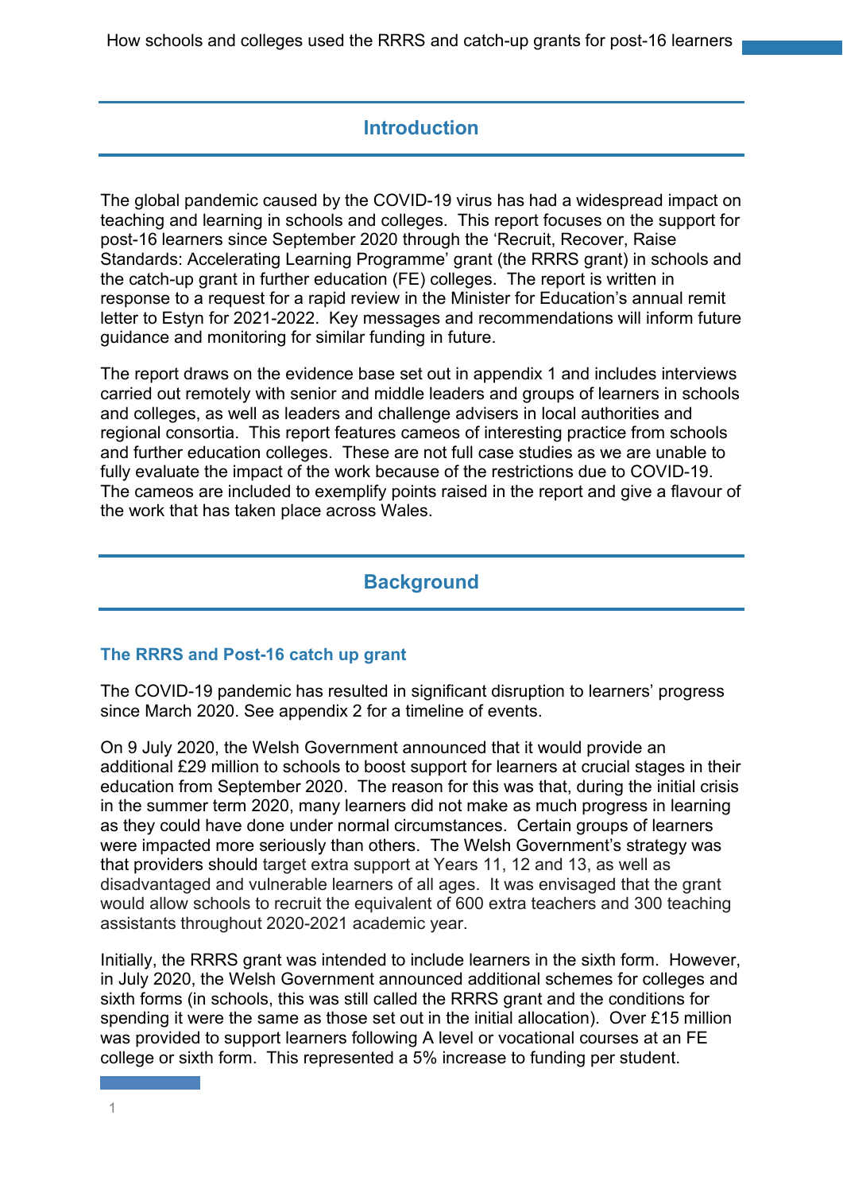## Introduction

The global pandemic caused by the COVID-19 virus has had a widespread impact on teaching and learning in schools and colleges. This report focuses on the support for post-16 learners since September 2020 through the 'Recruit, Recover, Raise Standards: Accelerating Learning Programme' grant (the RRRS grant) in schools and the catch-up grant in further education (FE) colleges. The report is written in response to a request for a rapid review in the Minister for Education's annual remit letter to Estyn for 2021-2022. Key messages and recommendations will inform future guidance and monitoring for similar funding in future.

The report draws on the evidence base set out in appendix 1 and includes interviews carried out remotely with senior and middle leaders and groups of learners in schools and colleges, as well as leaders and challenge advisers in local authorities and regional consortia. This report features cameos of interesting practice from schools and further education colleges. These are not full case studies as we are unable to fully evaluate the impact of the work because of the restrictions due to COVID-19. The cameos are included to exemplify points raised in the report and give a flavour of the work that has taken place across Wales.

## Background

### The RRRS and Post-16 catch up grant

The COVID-19 pandemic has resulted in significant disruption to learners' progress since March 2020. See appendix 2 for a timeline of events.

On 9 July 2020, the Welsh Government announced that it would provide an additional £29 million to schools to boost support for learners at crucial stages in their education from September 2020. The reason for this was that, during the initial crisis in the summer term 2020, many learners did not make as much progress in learning as they could have done under normal circumstances. Certain groups of learners were impacted more seriously than others. The Welsh Government's strategy was that providers should target extra support at Years 11, 12 and 13, as well as disadvantaged and vulnerable learners of all ages. It was envisaged that the grant would allow schools to recruit the equivalent of 600 extra teachers and 300 teaching assistants throughout 2020-2021 academic year.

Initially, the RRRS grant was intended to include learners in the sixth form. However, in July 2020, the Welsh Government announced additional schemes for colleges and sixth forms (in schools, this was still called the RRRS grant and the conditions for spending it were the same as those set out in the initial allocation). Over £15 million was provided to support learners following A level or vocational courses at an FE college or sixth form. This represented a 5% increase to funding per student.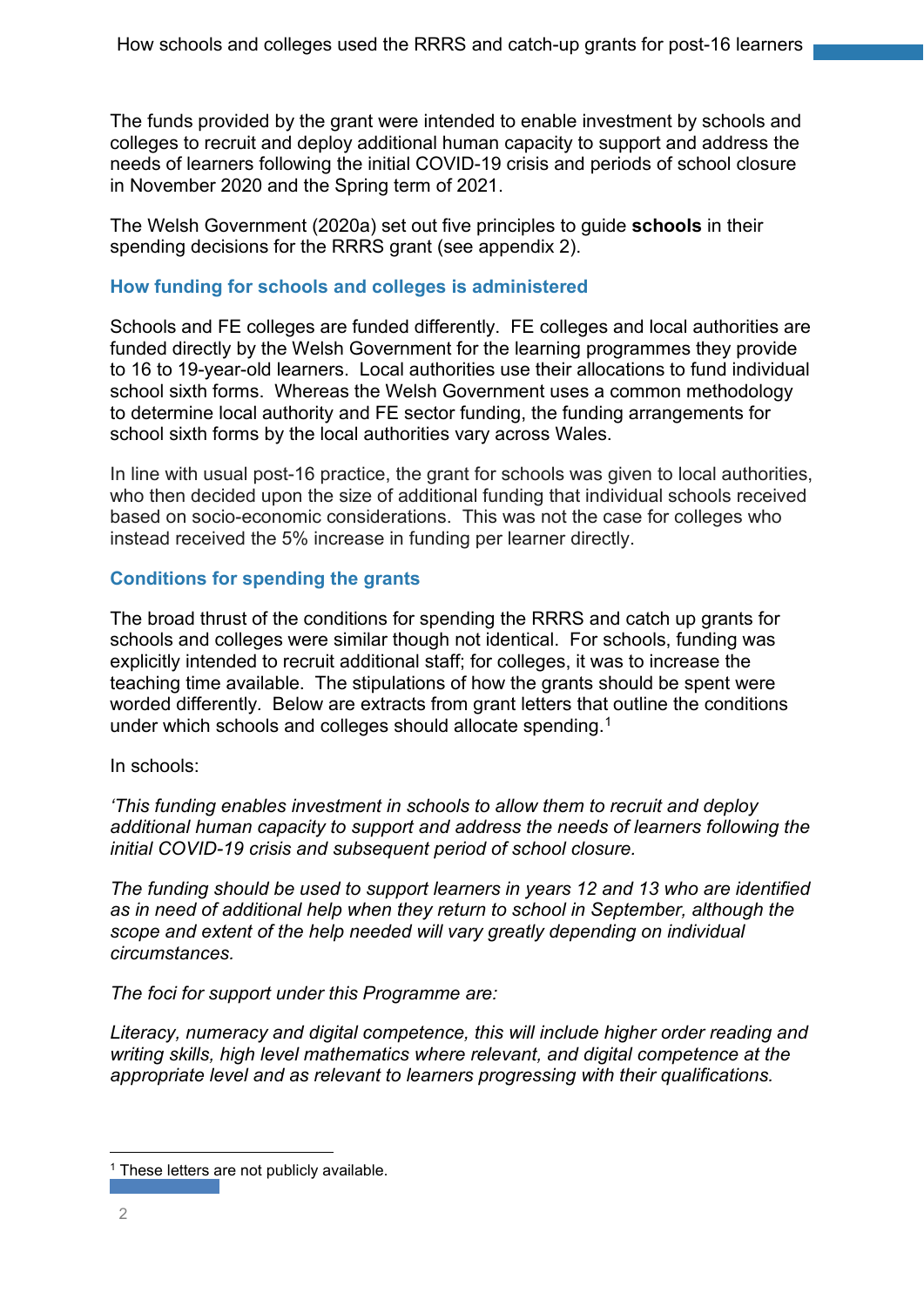The funds provided by the grant were intended to enable investment by schools and colleges to recruit and deploy additional human capacity to support and address the needs of learners following the initial COVID-19 crisis and periods of school closure in November 2020 and the Spring term of 2021.

The Welsh Government (2020a) set out five principles to guide **schools** in their spending decisions for the RRRS grant (see appendix 2).

### How funding for schools and colleges is administered

Schools and FE colleges are funded differently. FE colleges and local authorities are funded directly by the Welsh Government for the learning programmes they provide to 16 to 19-year-old learners. Local authorities use their allocations to fund individual school sixth forms. Whereas the Welsh Government uses a common methodology to determine local authority and FE sector funding, the funding arrangements for school sixth forms by the local authorities vary across Wales.

In line with usual post-16 practice, the grant for schools was given to local authorities, who then decided upon the size of additional funding that individual schools received based on socio-economic considerations. This was not the case for colleges who instead received the 5% increase in funding per learner directly.

### Conditions for spending the grants

The broad thrust of the conditions for spending the RRRS and catch up grants for schools and colleges were similar though not identical. For schools, funding was explicitly intended to recruit additional staff; for colleges, it was to increase the teaching time available. The stipulations of how the grants should be spent were worded differently. Below are extracts from grant letters that outline the conditions under which schools and colleges should allocate spending.[1]

In schools:

*'This funding enables investment in schools to allow them to recruit and deploy additional human capacity to support and address the needs of learners following the initial COVID-19 crisis and subsequent period of school closure.*

*The funding should be used to support learners in years 12 and 13 who are identified as in need of additional help when they return to school in September, although the scope and extent of the help needed will vary greatly depending on individual circumstances.*

*The foci for support under this Programme are:*

*Literacy, numeracy and digital competence, this will include higher order reading and writing skills, high level mathematics where relevant, and digital competence at the appropriate level and as relevant to learners progressing with their qualifications.*

---

[1] These letters are not publicly available.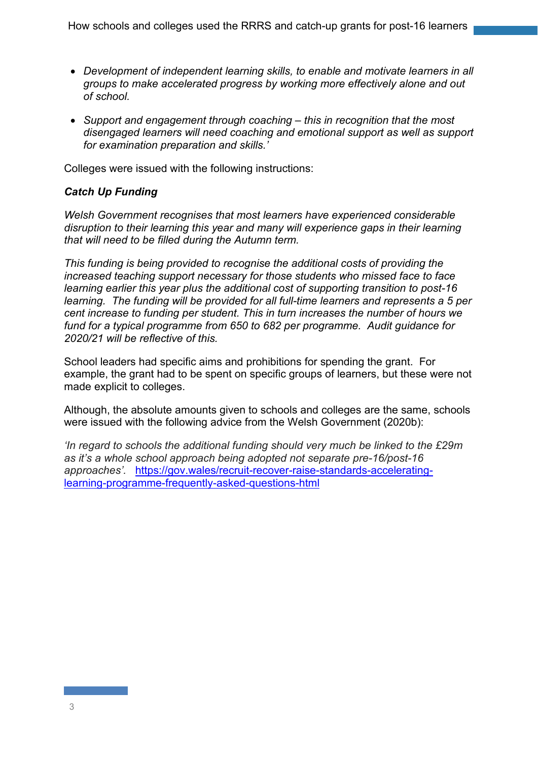- *Development of independent learning skills, to enable and motivate learners in all groups to make accelerated progress by working more effectively alone and out of school.*

- *Support and engagement through coaching – this in recognition that the most disengaged learners will need coaching and emotional support as well as support for examination preparation and skills.'*

Colleges were issued with the following instructions:

***Catch Up Funding***

*Welsh Government recognises that most learners have experienced considerable disruption to their learning this year and many will experience gaps in their learning that will need to be filled during the Autumn term.*

*This funding is being provided to recognise the additional costs of providing the increased teaching support necessary for those students who missed face to face learning earlier this year plus the additional cost of supporting transition to post-16 learning. The funding will be provided for all full-time learners and represents a 5 per cent increase to funding per student. This in turn increases the number of hours we fund for a typical programme from 650 to 682 per programme. Audit guidance for 2020/21 will be reflective of this.*

School leaders had specific aims and prohibitions for spending the grant. For example, the grant had to be spent on specific groups of learners, but these were not made explicit to colleges.

Although, the absolute amounts given to schools and colleges are the same, schools were issued with the following advice from the Welsh Government (2020b):

*'In regard to schools the additional funding should very much be linked to the £29m as it's a whole school approach being adopted not separate pre-16/post-16 approaches'.* [https://gov.wales/recruit-recover-raise-standards-accelerating-learning-programme-frequently-asked-questions-html](https://gov.wales/recruit-recover-raise-standards-accelerating-learning-programme-frequently-asked-questions-html)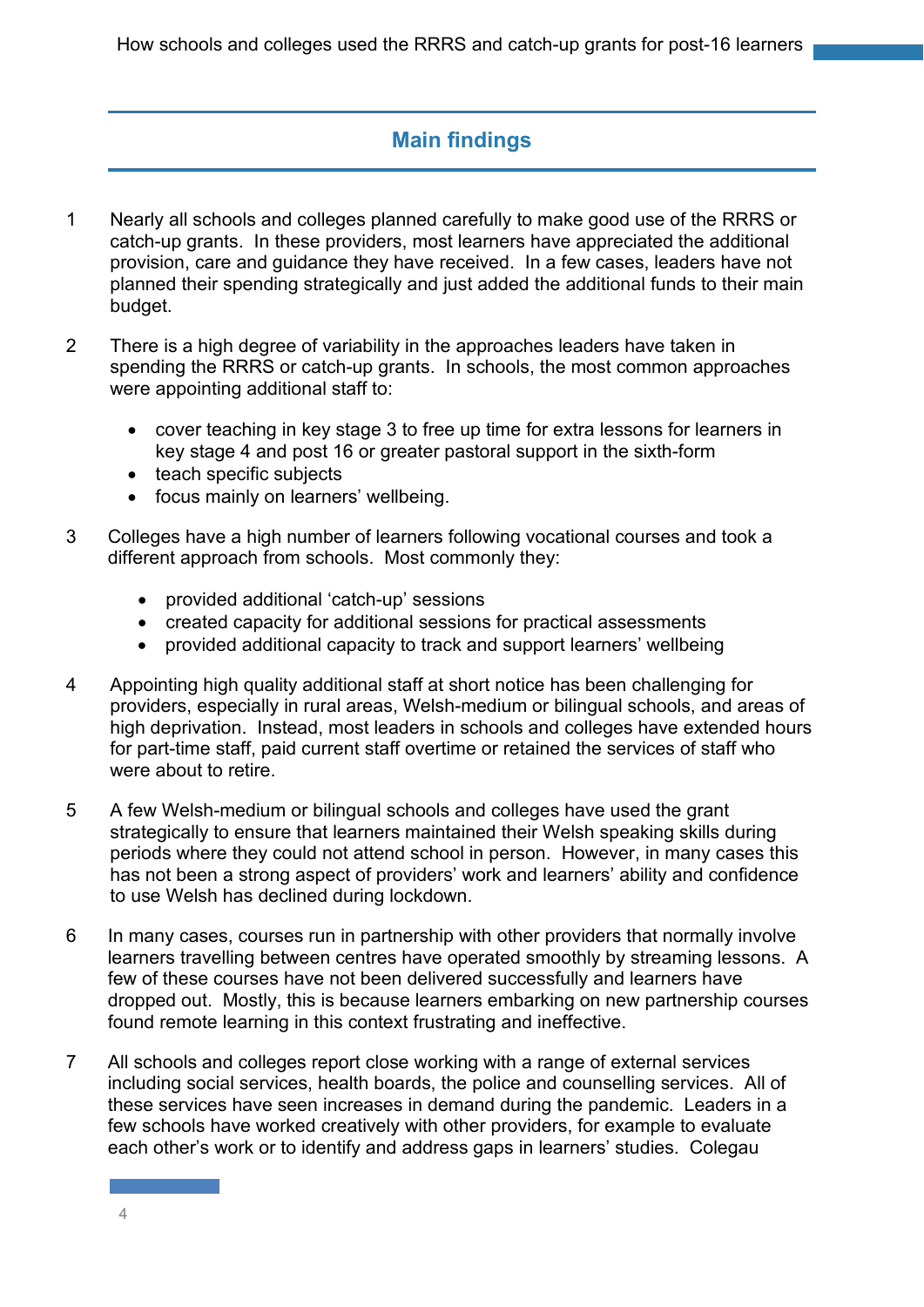## Main findings

1 Nearly all schools and colleges planned carefully to make good use of the RRRS or catch-up grants. In these providers, most learners have appreciated the additional provision, care and guidance they have received. In a few cases, leaders have not planned their spending strategically and just added the additional funds to their main budget.

2 There is a high degree of variability in the approaches leaders have taken in spending the RRRS or catch-up grants. In schools, the most common approaches were appointing additional staff to:

- cover teaching in key stage 3 to free up time for extra lessons for learners in key stage 4 and post 16 or greater pastoral support in the sixth-form
- teach specific subjects
- focus mainly on learners' wellbeing.

3 Colleges have a high number of learners following vocational courses and took a different approach from schools. Most commonly they:

- provided additional 'catch-up' sessions
- created capacity for additional sessions for practical assessments
- provided additional capacity to track and support learners' wellbeing

4 Appointing high quality additional staff at short notice has been challenging for providers, especially in rural areas, Welsh-medium or bilingual schools, and areas of high deprivation. Instead, most leaders in schools and colleges have extended hours for part-time staff, paid current staff overtime or retained the services of staff who were about to retire.

5 A few Welsh-medium or bilingual schools and colleges have used the grant strategically to ensure that learners maintained their Welsh speaking skills during periods where they could not attend school in person. However, in many cases this has not been a strong aspect of providers' work and learners' ability and confidence to use Welsh has declined during lockdown.

6 In many cases, courses run in partnership with other providers that normally involve learners travelling between centres have operated smoothly by streaming lessons. A few of these courses have not been delivered successfully and learners have dropped out. Mostly, this is because learners embarking on new partnership courses found remote learning in this context frustrating and ineffective.

7 All schools and colleges report close working with a range of external services including social services, health boards, the police and counselling services. All of these services have seen increases in demand during the pandemic. Leaders in a few schools have worked creatively with other providers, for example to evaluate each other's work or to identify and address gaps in learners' studies. Colegau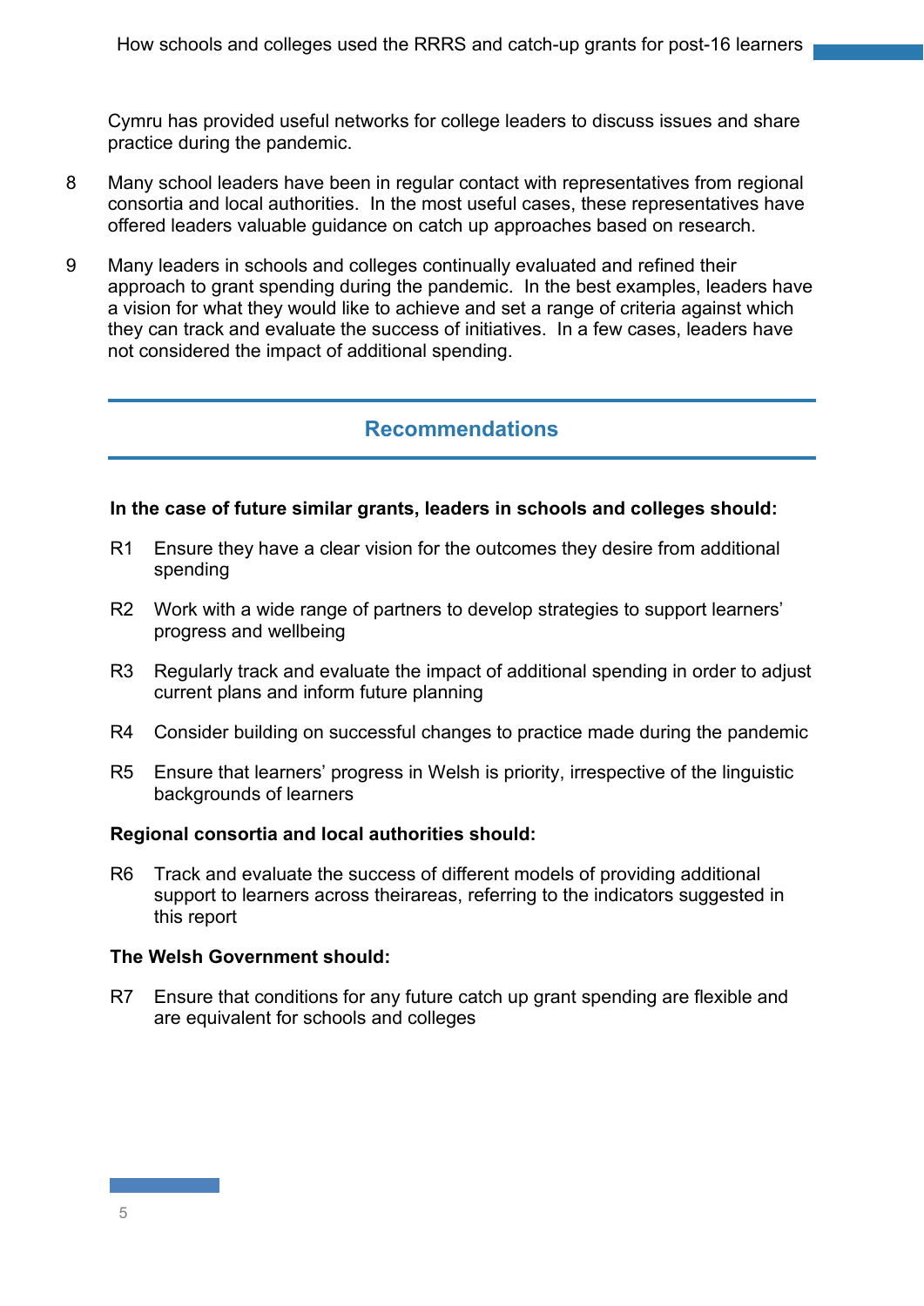Cymru has provided useful networks for college leaders to discuss issues and share practice during the pandemic.

8 Many school leaders have been in regular contact with representatives from regional consortia and local authorities. In the most useful cases, these representatives have offered leaders valuable guidance on catch up approaches based on research.

9 Many leaders in schools and colleges continually evaluated and refined their approach to grant spending during the pandemic. In the best examples, leaders have a vision for what they would like to achieve and set a range of criteria against which they can track and evaluate the success of initiatives. In a few cases, leaders have not considered the impact of additional spending.

## Recommendations

**In the case of future similar grants, leaders in schools and colleges should:**

R1 Ensure they have a clear vision for the outcomes they desire from additional spending

R2 Work with a wide range of partners to develop strategies to support learners' progress and wellbeing

R3 Regularly track and evaluate the impact of additional spending in order to adjust current plans and inform future planning

R4 Consider building on successful changes to practice made during the pandemic

R5 Ensure that learners' progress in Welsh is priority, irrespective of the linguistic backgrounds of learners

**Regional consortia and local authorities should:**

R6 Track and evaluate the success of different models of providing additional support to learners across theirareas, referring to the indicators suggested in this report

**The Welsh Government should:**

R7 Ensure that conditions for any future catch up grant spending are flexible and are equivalent for schools and colleges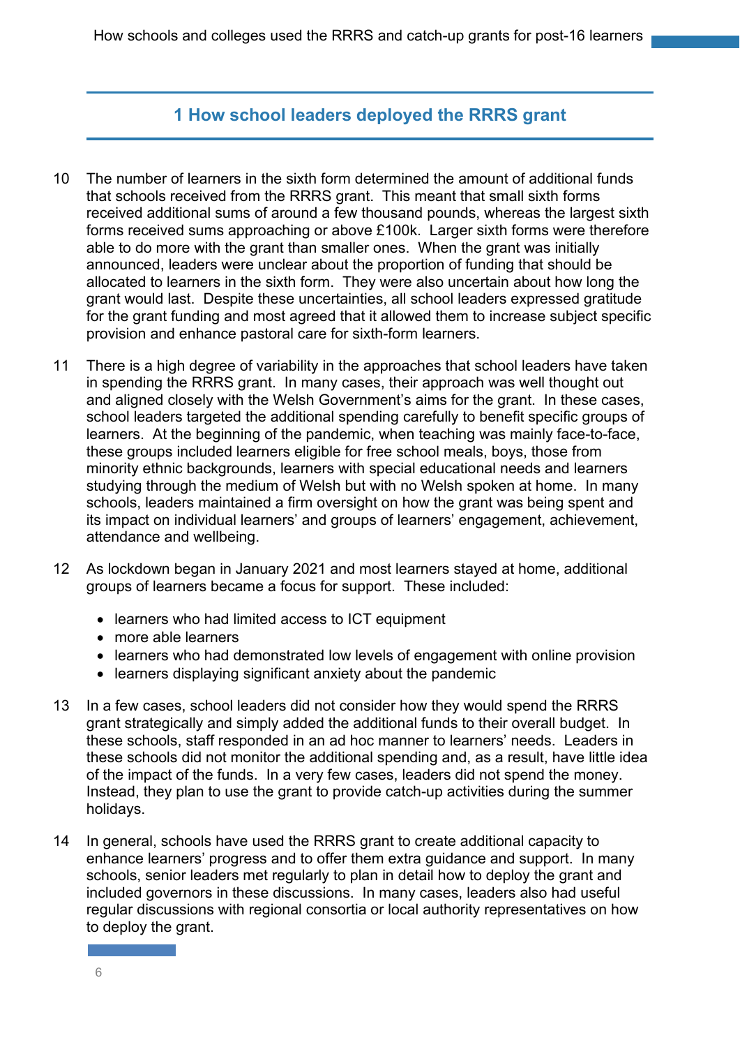## 1 How school leaders deployed the RRRS grant

10 The number of learners in the sixth form determined the amount of additional funds that schools received from the RRRS grant. This meant that small sixth forms received additional sums of around a few thousand pounds, whereas the largest sixth forms received sums approaching or above £100k. Larger sixth forms were therefore able to do more with the grant than smaller ones. When the grant was initially announced, leaders were unclear about the proportion of funding that should be allocated to learners in the sixth form. They were also uncertain about how long the grant would last. Despite these uncertainties, all school leaders expressed gratitude for the grant funding and most agreed that it allowed them to increase subject specific provision and enhance pastoral care for sixth-form learners.

11 There is a high degree of variability in the approaches that school leaders have taken in spending the RRRS grant. In many cases, their approach was well thought out and aligned closely with the Welsh Government's aims for the grant. In these cases, school leaders targeted the additional spending carefully to benefit specific groups of learners. At the beginning of the pandemic, when teaching was mainly face-to-face, these groups included learners eligible for free school meals, boys, those from minority ethnic backgrounds, learners with special educational needs and learners studying through the medium of Welsh but with no Welsh spoken at home. In many schools, leaders maintained a firm oversight on how the grant was being spent and its impact on individual learners' and groups of learners' engagement, achievement, attendance and wellbeing.

12 As lockdown began in January 2021 and most learners stayed at home, additional groups of learners became a focus for support. These included:

- learners who had limited access to ICT equipment
- more able learners
- learners who had demonstrated low levels of engagement with online provision
- learners displaying significant anxiety about the pandemic

13 In a few cases, school leaders did not consider how they would spend the RRRS grant strategically and simply added the additional funds to their overall budget. In these schools, staff responded in an ad hoc manner to learners' needs. Leaders in these schools did not monitor the additional spending and, as a result, have little idea of the impact of the funds. In a very few cases, leaders did not spend the money. Instead, they plan to use the grant to provide catch-up activities during the summer holidays.

14 In general, schools have used the RRRS grant to create additional capacity to enhance learners' progress and to offer them extra guidance and support. In many schools, senior leaders met regularly to plan in detail how to deploy the grant and included governors in these discussions. In many cases, leaders also had useful regular discussions with regional consortia or local authority representatives on how to deploy the grant.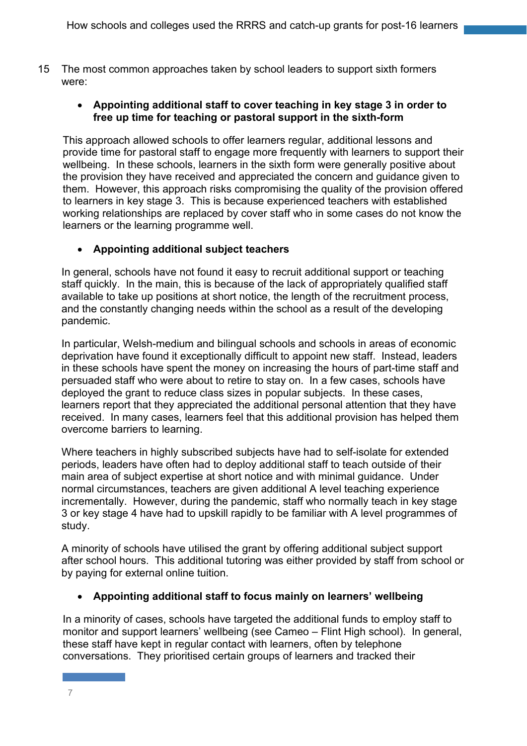15 The most common approaches taken by school leaders to support sixth formers were:

- **Appointing additional staff to cover teaching in key stage 3 in order to free up time for teaching or pastoral support in the sixth-form**

This approach allowed schools to offer learners regular, additional lessons and provide time for pastoral staff to engage more frequently with learners to support their wellbeing. In these schools, learners in the sixth form were generally positive about the provision they have received and appreciated the concern and guidance given to them. However, this approach risks compromising the quality of the provision offered to learners in key stage 3. This is because experienced teachers with established working relationships are replaced by cover staff who in some cases do not know the learners or the learning programme well.

- **Appointing additional subject teachers**

In general, schools have not found it easy to recruit additional support or teaching staff quickly. In the main, this is because of the lack of appropriately qualified staff available to take up positions at short notice, the length of the recruitment process, and the constantly changing needs within the school as a result of the developing pandemic.

In particular, Welsh-medium and bilingual schools and schools in areas of economic deprivation have found it exceptionally difficult to appoint new staff. Instead, leaders in these schools have spent the money on increasing the hours of part-time staff and persuaded staff who were about to retire to stay on. In a few cases, schools have deployed the grant to reduce class sizes in popular subjects. In these cases, learners report that they appreciated the additional personal attention that they have received. In many cases, learners feel that this additional provision has helped them overcome barriers to learning.

Where teachers in highly subscribed subjects have had to self-isolate for extended periods, leaders have often had to deploy additional staff to teach outside of their main area of subject expertise at short notice and with minimal guidance. Under normal circumstances, teachers are given additional A level teaching experience incrementally. However, during the pandemic, staff who normally teach in key stage 3 or key stage 4 have had to upskill rapidly to be familiar with A level programmes of study.

A minority of schools have utilised the grant by offering additional subject support after school hours. This additional tutoring was either provided by staff from school or by paying for external online tuition.

- **Appointing additional staff to focus mainly on learners' wellbeing**

In a minority of cases, schools have targeted the additional funds to employ staff to monitor and support learners' wellbeing (see Cameo – Flint High school). In general, these staff have kept in regular contact with learners, often by telephone conversations. They prioritised certain groups of learners and tracked their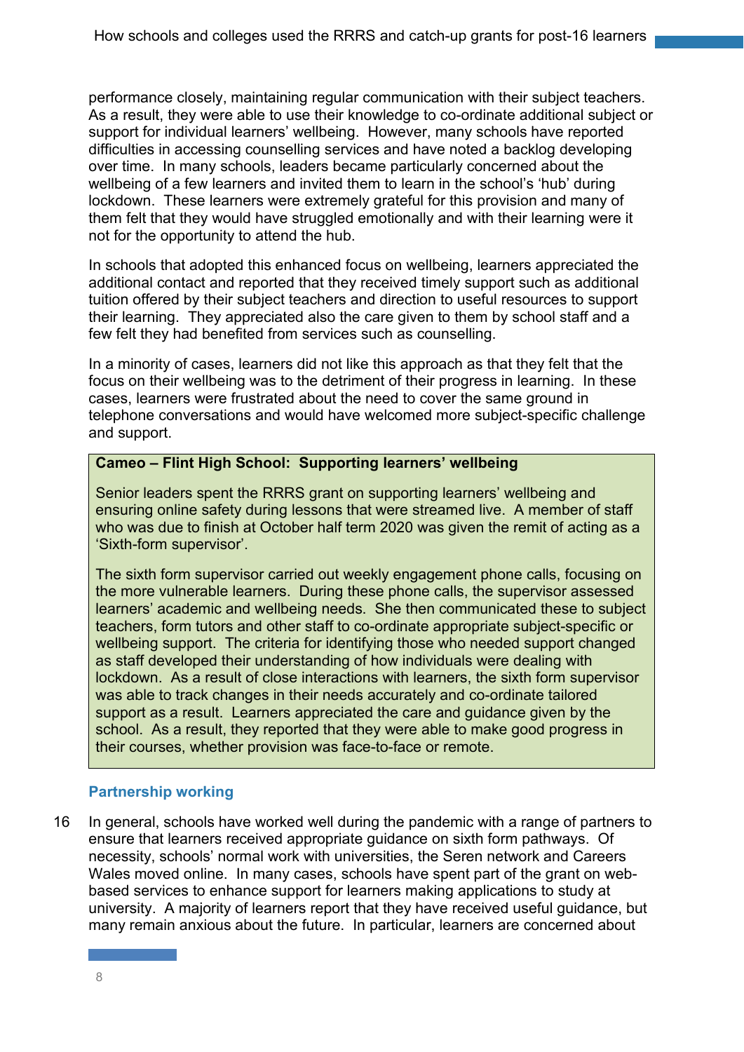performance closely, maintaining regular communication with their subject teachers. As a result, they were able to use their knowledge to co-ordinate additional subject or support for individual learners' wellbeing. However, many schools have reported difficulties in accessing counselling services and have noted a backlog developing over time. In many schools, leaders became particularly concerned about the wellbeing of a few learners and invited them to learn in the school's 'hub' during lockdown. These learners were extremely grateful for this provision and many of them felt that they would have struggled emotionally and with their learning were it not for the opportunity to attend the hub.

In schools that adopted this enhanced focus on wellbeing, learners appreciated the additional contact and reported that they received timely support such as additional tuition offered by their subject teachers and direction to useful resources to support their learning. They appreciated also the care given to them by school staff and a few felt they had benefited from services such as counselling.

In a minority of cases, learners did not like this approach as that they felt that the focus on their wellbeing was to the detriment of their progress in learning. In these cases, learners were frustrated about the need to cover the same ground in telephone conversations and would have welcomed more subject-specific challenge and support.

**Cameo – Flint High School: Supporting learners' wellbeing**

Senior leaders spent the RRRS grant on supporting learners' wellbeing and ensuring online safety during lessons that were streamed live. A member of staff who was due to finish at October half term 2020 was given the remit of acting as a 'Sixth-form supervisor'.

The sixth form supervisor carried out weekly engagement phone calls, focusing on the more vulnerable learners. During these phone calls, the supervisor assessed learners' academic and wellbeing needs. She then communicated these to subject teachers, form tutors and other staff to co-ordinate appropriate subject-specific or wellbeing support. The criteria for identifying those who needed support changed as staff developed their understanding of how individuals were dealing with lockdown. As a result of close interactions with learners, the sixth form supervisor was able to track changes in their needs accurately and co-ordinate tailored support as a result. Learners appreciated the care and guidance given by the school. As a result, they reported that they were able to make good progress in their courses, whether provision was face-to-face or remote.

### Partnership working

16 In general, schools have worked well during the pandemic with a range of partners to ensure that learners received appropriate guidance on sixth form pathways. Of necessity, schools' normal work with universities, the Seren network and Careers Wales moved online. In many cases, schools have spent part of the grant on web-based services to enhance support for learners making applications to study at university. A majority of learners report that they have received useful guidance, but many remain anxious about the future. In particular, learners are concerned about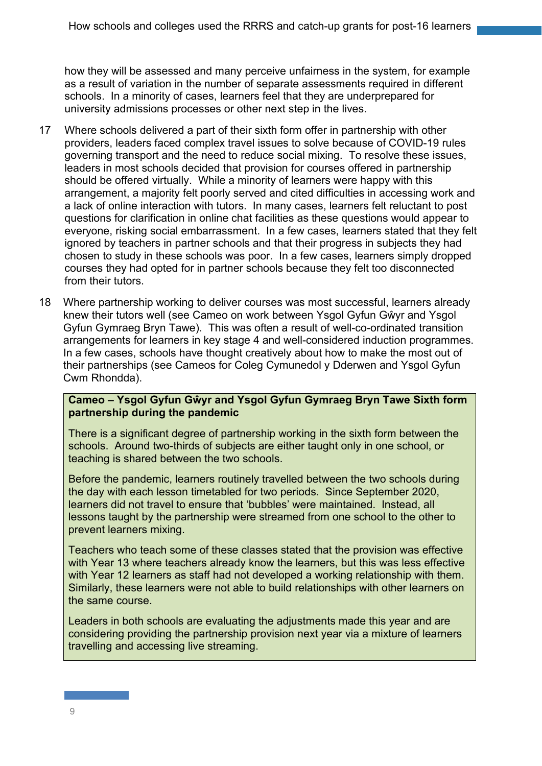how they will be assessed and many perceive unfairness in the system, for example as a result of variation in the number of separate assessments required in different schools. In a minority of cases, learners feel that they are underprepared for university admissions processes or other next step in the lives.

17 Where schools delivered a part of their sixth form offer in partnership with other providers, leaders faced complex travel issues to solve because of COVID-19 rules governing transport and the need to reduce social mixing. To resolve these issues, leaders in most schools decided that provision for courses offered in partnership should be offered virtually. While a minority of learners were happy with this arrangement, a majority felt poorly served and cited difficulties in accessing work and a lack of online interaction with tutors. In many cases, learners felt reluctant to post questions for clarification in online chat facilities as these questions would appear to everyone, risking social embarrassment. In a few cases, learners stated that they felt ignored by teachers in partner schools and that their progress in subjects they had chosen to study in these schools was poor. In a few cases, learners simply dropped courses they had opted for in partner schools because they felt too disconnected from their tutors.

18 Where partnership working to deliver courses was most successful, learners already knew their tutors well (see Cameo on work between Ysgol Gyfun Gŵyr and Ysgol Gyfun Gymraeg Bryn Tawe). This was often a result of well-co-ordinated transition arrangements for learners in key stage 4 and well-considered induction programmes. In a few cases, schools have thought creatively about how to make the most out of their partnerships (see Cameos for Coleg Cymunedol y Dderwen and Ysgol Gyfun Cwm Rhondda).

**Cameo – Ysgol Gyfun Gŵyr and Ysgol Gyfun Gymraeg Bryn Tawe Sixth form partnership during the pandemic**

There is a significant degree of partnership working in the sixth form between the schools. Around two-thirds of subjects are either taught only in one school, or teaching is shared between the two schools.

Before the pandemic, learners routinely travelled between the two schools during the day with each lesson timetabled for two periods. Since September 2020, learners did not travel to ensure that 'bubbles' were maintained. Instead, all lessons taught by the partnership were streamed from one school to the other to prevent learners mixing.

Teachers who teach some of these classes stated that the provision was effective with Year 13 where teachers already know the learners, but this was less effective with Year 12 learners as staff had not developed a working relationship with them. Similarly, these learners were not able to build relationships with other learners on the same course.

Leaders in both schools are evaluating the adjustments made this year and are considering providing the partnership provision next year via a mixture of learners travelling and accessing live streaming.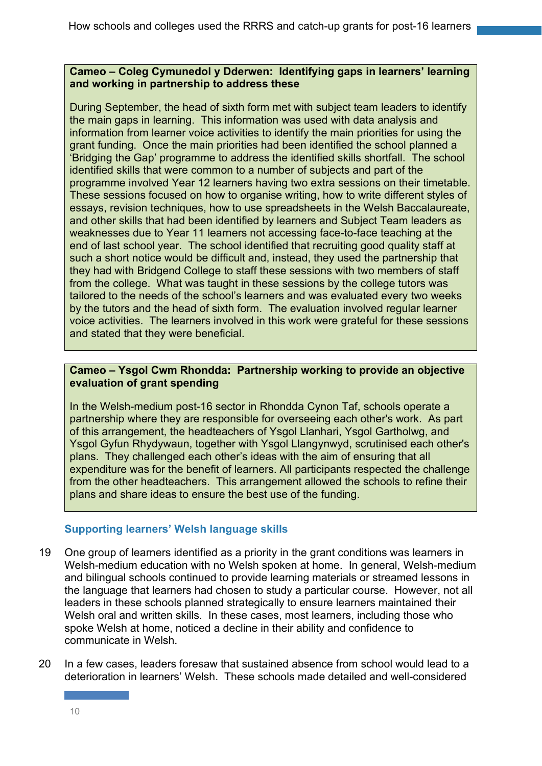**Cameo – Coleg Cymunedol y Dderwen: Identifying gaps in learners' learning and working in partnership to address these**

During September, the head of sixth form met with subject team leaders to identify the main gaps in learning. This information was used with data analysis and information from learner voice activities to identify the main priorities for using the grant funding. Once the main priorities had been identified the school planned a 'Bridging the Gap' programme to address the identified skills shortfall. The school identified skills that were common to a number of subjects and part of the programme involved Year 12 learners having two extra sessions on their timetable. These sessions focused on how to organise writing, how to write different styles of essays, revision techniques, how to use spreadsheets in the Welsh Baccalaureate, and other skills that had been identified by learners and Subject Team leaders as weaknesses due to Year 11 learners not accessing face-to-face teaching at the end of last school year. The school identified that recruiting good quality staff at such a short notice would be difficult and, instead, they used the partnership that they had with Bridgend College to staff these sessions with two members of staff from the college. What was taught in these sessions by the college tutors was tailored to the needs of the school's learners and was evaluated every two weeks by the tutors and the head of sixth form. The evaluation involved regular learner voice activities. The learners involved in this work were grateful for these sessions and stated that they were beneficial.

**Cameo – Ysgol Cwm Rhondda: Partnership working to provide an objective evaluation of grant spending**

In the Welsh-medium post-16 sector in Rhondda Cynon Taf, schools operate a partnership where they are responsible for overseeing each other's work. As part of this arrangement, the headteachers of Ysgol Llanhari, Ysgol Garth Olwg, and Ysgol Gyfun Rhydywaun, together with Ysgol Llangynwyd, scrutinised each other's plans. They challenged each other's ideas with the aim of ensuring that all expenditure was for the benefit of learners. All participants respected the challenge from the other headteachers. This arrangement allowed the schools to refine their plans and share ideas to ensure the best use of the funding.

### Supporting learners' Welsh language skills

19 One group of learners identified as a priority in the grant conditions was learners in Welsh-medium education with no Welsh spoken at home. In general, Welsh-medium and bilingual schools continued to provide learning materials or streamed lessons in the language that learners had chosen to study a particular course. However, not all leaders in these schools planned strategically to ensure learners maintained their Welsh oral and written skills. In these cases, most learners, including those who spoke Welsh at home, noticed a decline in their ability and confidence to communicate in Welsh.

20 In a few cases, leaders foresaw that sustained absence from school would lead to a deterioration in learners' Welsh. These schools made detailed and well-considered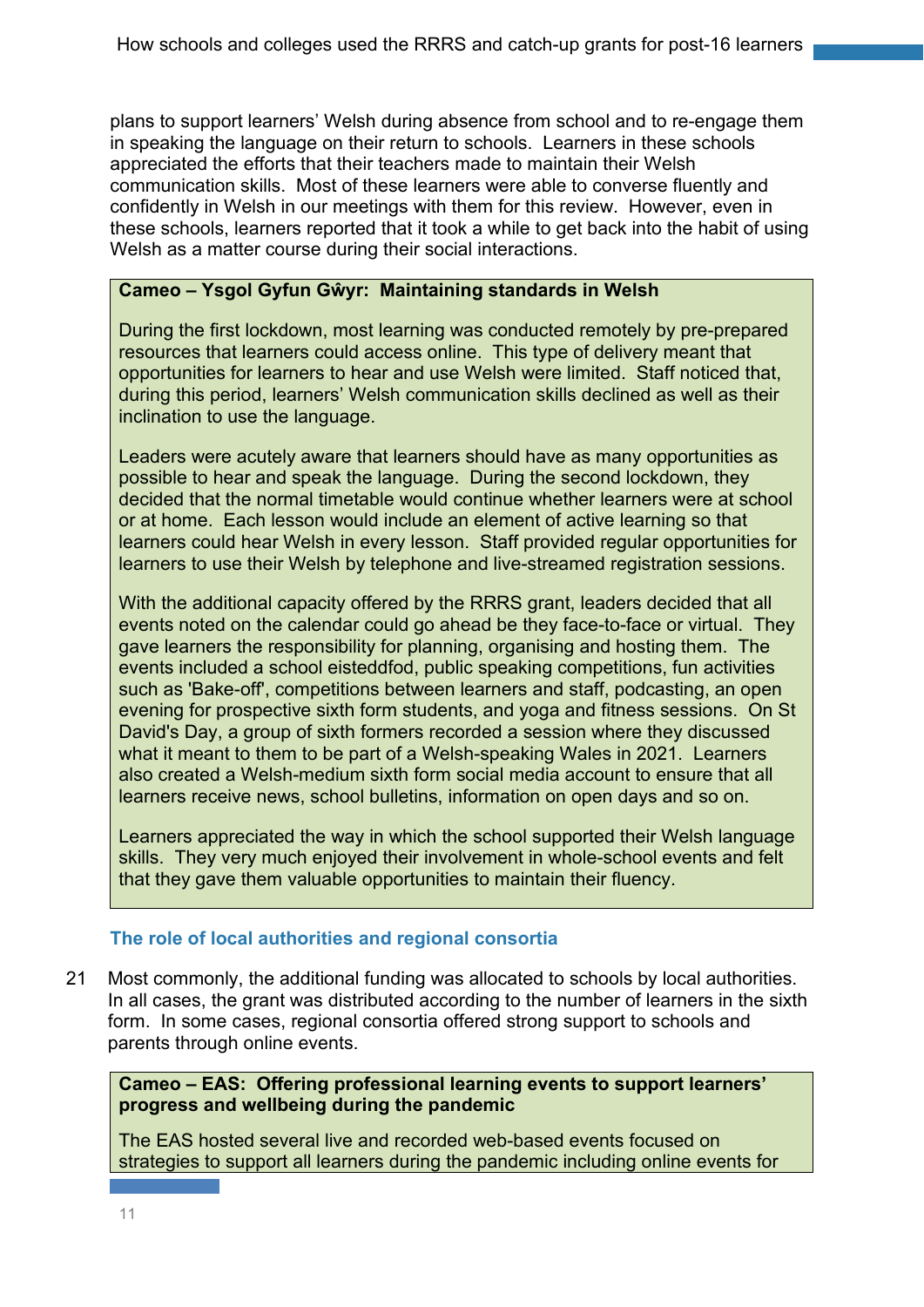plans to support learners' Welsh during absence from school and to re-engage them in speaking the language on their return to schools. Learners in these schools appreciated the efforts that their teachers made to maintain their Welsh communication skills. Most of these learners were able to converse fluently and confidently in Welsh in our meetings with them for this review. However, even in these schools, learners reported that it took a while to get back into the habit of using Welsh as a matter course during their social interactions.

**Cameo – Ysgol Gyfun Gŵyr: Maintaining standards in Welsh**

During the first lockdown, most learning was conducted remotely by pre-prepared resources that learners could access online. This type of delivery meant that opportunities for learners to hear and use Welsh were limited. Staff noticed that, during this period, learners' Welsh communication skills declined as well as their inclination to use the language.

Leaders were acutely aware that learners should have as many opportunities as possible to hear and speak the language. During the second lockdown, they decided that the normal timetable would continue whether learners were at school or at home. Each lesson would include an element of active learning so that learners could hear Welsh in every lesson. Staff provided regular opportunities for learners to use their Welsh by telephone and live-streamed registration sessions.

With the additional capacity offered by the RRRS grant, leaders decided that all events noted on the calendar could go ahead be they face-to-face or virtual. They gave learners the responsibility for planning, organising and hosting them. The events included a school eisteddfod, public speaking competitions, fun activities such as 'Bake-off', competitions between learners and staff, podcasting, an open evening for prospective sixth form students, and yoga and fitness sessions. On St David's Day, a group of sixth formers recorded a session where they discussed what it meant to them to be part of a Welsh-speaking Wales in 2021. Learners also created a Welsh-medium sixth form social media account to ensure that all learners receive news, school bulletins, information on open days and so on.

Learners appreciated the way in which the school supported their Welsh language skills. They very much enjoyed their involvement in whole-school events and felt that they gave them valuable opportunities to maintain their fluency.

### The role of local authorities and regional consortia

21 Most commonly, the additional funding was allocated to schools by local authorities. In all cases, the grant was distributed according to the number of learners in the sixth form. In some cases, regional consortia offered strong support to schools and parents through online events.

**Cameo – EAS: Offering professional learning events to support learners' progress and wellbeing during the pandemic**

The EAS hosted several live and recorded web-based events focused on strategies to support all learners during the pandemic including online events for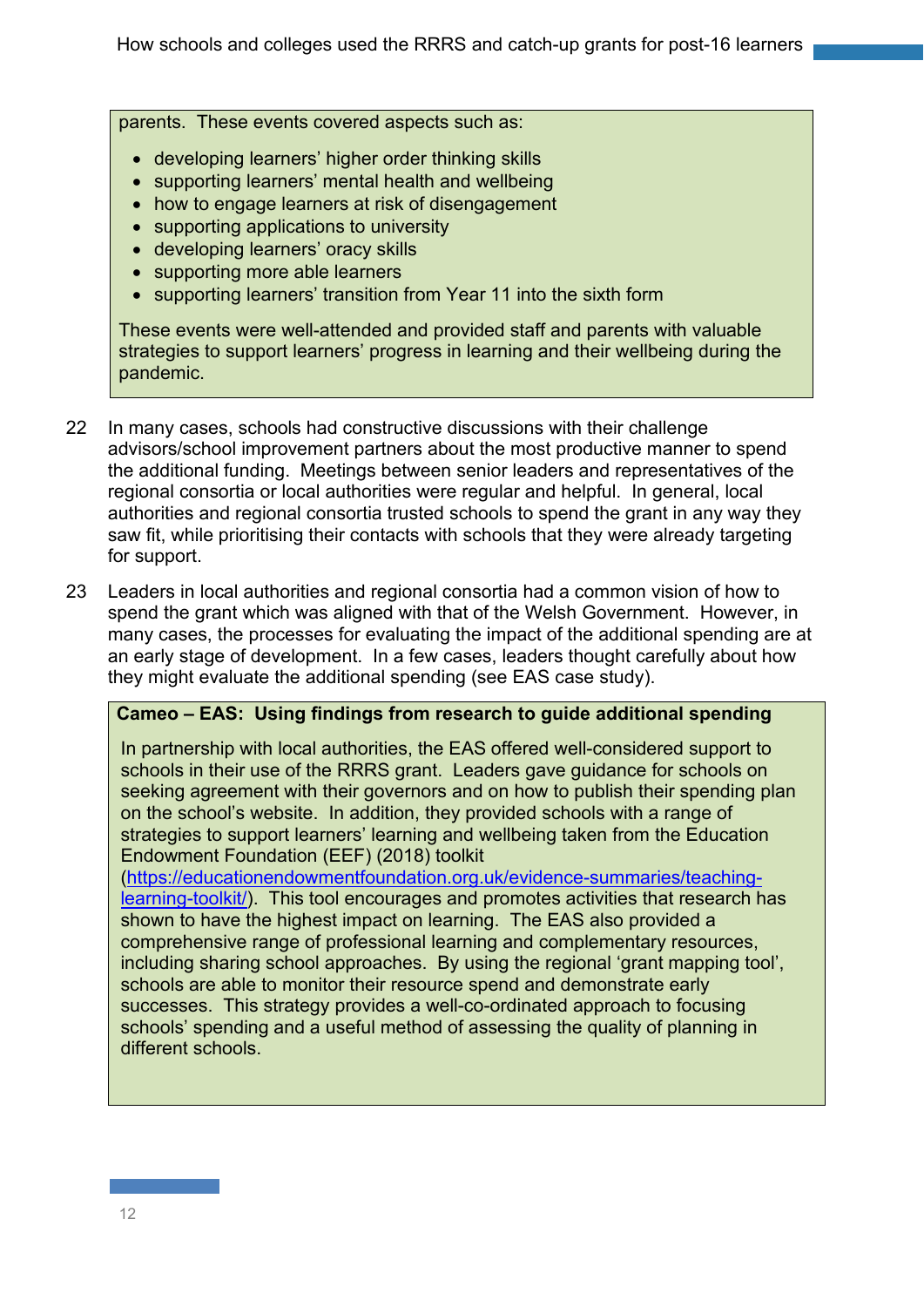parents. These events covered aspects such as:

- developing learners' higher order thinking skills
- supporting learners' mental health and wellbeing
- how to engage learners at risk of disengagement
- supporting applications to university
- developing learners' oracy skills
- supporting more able learners
- supporting learners' transition from Year 11 into the sixth form

These events were well-attended and provided staff and parents with valuable strategies to support learners' progress in learning and their wellbeing during the pandemic.

22 In many cases, schools had constructive discussions with their challenge advisors/school improvement partners about the most productive manner to spend the additional funding. Meetings between senior leaders and representatives of the regional consortia or local authorities were regular and helpful. In general, local authorities and regional consortia trusted schools to spend the grant in any way they saw fit, while prioritising their contacts with schools that they were already targeting for support.

23 Leaders in local authorities and regional consortia had a common vision of how to spend the grant which was aligned with that of the Welsh Government. However, in many cases, the processes for evaluating the impact of the additional spending are at an early stage of development. In a few cases, leaders thought carefully about how they might evaluate the additional spending (see EAS case study).

**Cameo – EAS: Using findings from research to guide additional spending**

In partnership with local authorities, the EAS offered well-considered support to schools in their use of the RRRS grant. Leaders gave guidance for schools on seeking agreement with their governors and on how to publish their spending plan on the school's website. In addition, they provided schools with a range of strategies to support learners' learning and wellbeing taken from the Education Endowment Foundation (EEF) (2018) toolkit (https://educationendowmentfoundation.org.uk/evidence-summaries/teaching-learning-toolkit/). This tool encourages and promotes activities that research has shown to have the highest impact on learning. The EAS also provided a comprehensive range of professional learning and complementary resources, including sharing school approaches. By using the regional 'grant mapping tool', schools are able to monitor their resource spend and demonstrate early successes. This strategy provides a well-co-ordinated approach to focusing schools' spending and a useful method of assessing the quality of planning in different schools.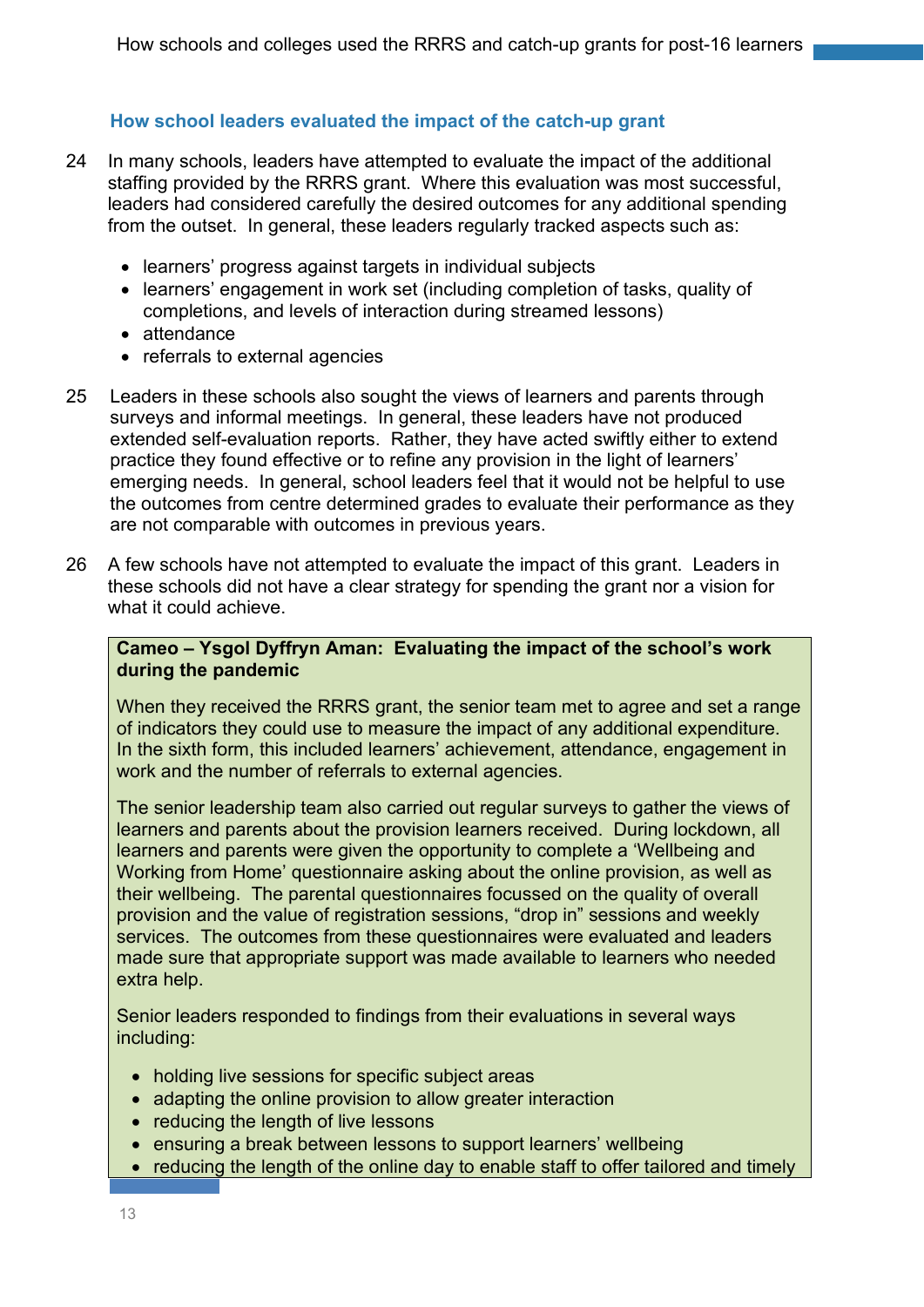### How school leaders evaluated the impact of the catch-up grant

24 In many schools, leaders have attempted to evaluate the impact of the additional staffing provided by the RRRS grant. Where this evaluation was most successful, leaders had considered carefully the desired outcomes for any additional spending from the outset. In general, these leaders regularly tracked aspects such as:

- learners' progress against targets in individual subjects
- learners' engagement in work set (including completion of tasks, quality of completions, and levels of interaction during streamed lessons)
- attendance
- referrals to external agencies

25 Leaders in these schools also sought the views of learners and parents through surveys and informal meetings. In general, these leaders have not produced extended self-evaluation reports. Rather, they have acted swiftly either to extend practice they found effective or to refine any provision in the light of learners' emerging needs. In general, school leaders feel that it would not be helpful to use the outcomes from centre determined grades to evaluate their performance as they are not comparable with outcomes in previous years.

26 A few schools have not attempted to evaluate the impact of this grant. Leaders in these schools did not have a clear strategy for spending the grant nor a vision for what it could achieve.

**Cameo – Ysgol Dyffryn Aman: Evaluating the impact of the school's work during the pandemic**

When they received the RRRS grant, the senior team met to agree and set a range of indicators they could use to measure the impact of any additional expenditure. In the sixth form, this included learners' achievement, attendance, engagement in work and the number of referrals to external agencies.

The senior leadership team also carried out regular surveys to gather the views of learners and parents about the provision learners received. During lockdown, all learners and parents were given the opportunity to complete a 'Wellbeing and Working from Home' questionnaire asking about the online provision, as well as their wellbeing. The parental questionnaires focussed on the quality of overall provision and the value of registration sessions, "drop in" sessions and weekly services. The outcomes from these questionnaires were evaluated and leaders made sure that appropriate support was made available to learners who needed extra help.

Senior leaders responded to findings from their evaluations in several ways including:

- holding live sessions for specific subject areas
- adapting the online provision to allow greater interaction
- reducing the length of live lessons
- ensuring a break between lessons to support learners' wellbeing
- reducing the length of the online day to enable staff to offer tailored and timely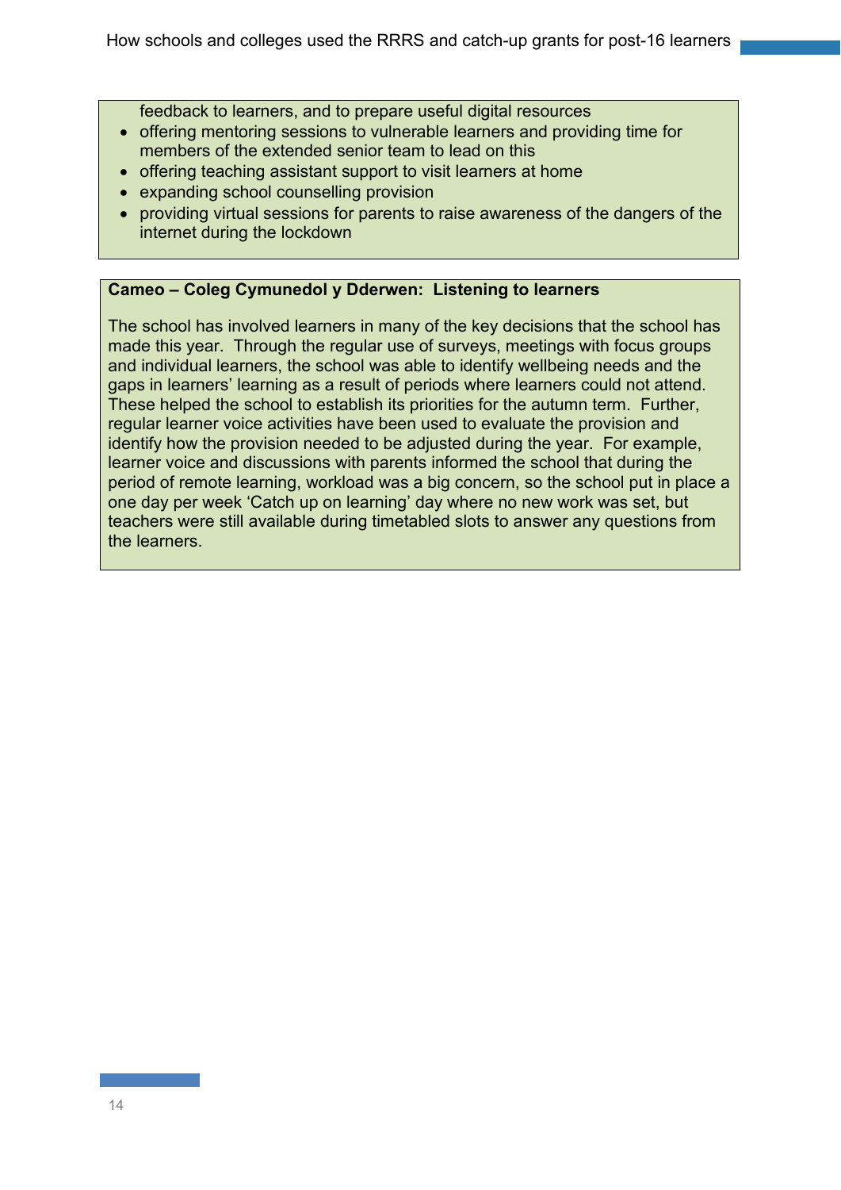feedback to learners, and to prepare useful digital resources

- offering mentoring sessions to vulnerable learners and providing time for members of the extended senior team to lead on this
- offering teaching assistant support to visit learners at home
- expanding school counselling provision
- providing virtual sessions for parents to raise awareness of the dangers of the internet during the lockdown

**Cameo – Coleg Cymunedol y Dderwen: Listening to learners**

The school has involved learners in many of the key decisions that the school has made this year. Through the regular use of surveys, meetings with focus groups and individual learners, the school was able to identify wellbeing needs and the gaps in learners' learning as a result of periods where learners could not attend. These helped the school to establish its priorities for the autumn term. Further, regular learner voice activities have been used to evaluate the provision and identify how the provision needed to be adjusted during the year. For example, learner voice and discussions with parents informed the school that during the period of remote learning, workload was a big concern, so the school put in place a one day per week 'Catch up on learning' day where no new work was set, but teachers were still available during timetabled slots to answer any questions from the learners.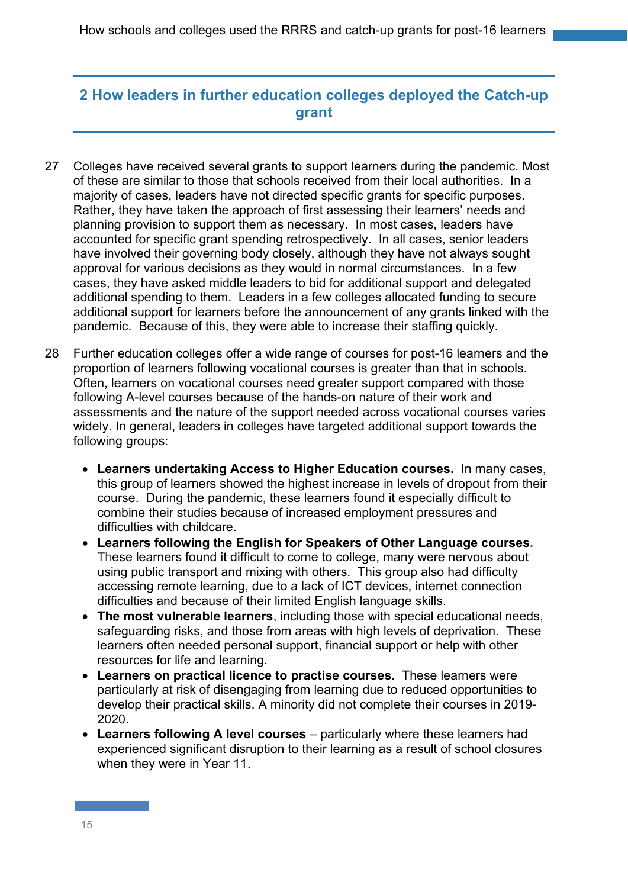## 2 How leaders in further education colleges deployed the Catch-up grant

27 Colleges have received several grants to support learners during the pandemic. Most of these are similar to those that schools received from their local authorities. In a majority of cases, leaders have not directed specific grants for specific purposes. Rather, they have taken the approach of first assessing their learners' needs and planning provision to support them as necessary. In most cases, leaders have accounted for specific grant spending retrospectively. In all cases, senior leaders have involved their governing body closely, although they have not always sought approval for various decisions as they would in normal circumstances. In a few cases, they have asked middle leaders to bid for additional support and delegated additional spending to them. Leaders in a few colleges allocated funding to secure additional support for learners before the announcement of any grants linked with the pandemic. Because of this, they were able to increase their staffing quickly.

28 Further education colleges offer a wide range of courses for post-16 learners and the proportion of learners following vocational courses is greater than that in schools. Often, learners on vocational courses need greater support compared with those following A-level courses because of the hands-on nature of their work and assessments and the nature of the support needed across vocational courses varies widely. In general, leaders in colleges have targeted additional support towards the following groups:

- **Learners undertaking Access to Higher Education courses.** In many cases, this group of learners showed the highest increase in levels of dropout from their course. During the pandemic, these learners found it especially difficult to combine their studies because of increased employment pressures and difficulties with childcare.
- **Learners following the English for Speakers of Other Language courses.** These learners found it difficult to come to college, many were nervous about using public transport and mixing with others. This group also had difficulty accessing remote learning, due to a lack of ICT devices, internet connection difficulties and because of their limited English language skills.
- **The most vulnerable learners**, including those with special educational needs, safeguarding risks, and those from areas with high levels of deprivation. These learners often needed personal support, financial support or help with other resources for life and learning.
- **Learners on practical licence to practise courses.** These learners were particularly at risk of disengaging from learning due to reduced opportunities to develop their practical skills. A minority did not complete their courses in 2019-2020.
- **Learners following A level courses** – particularly where these learners had experienced significant disruption to their learning as a result of school closures when they were in Year 11.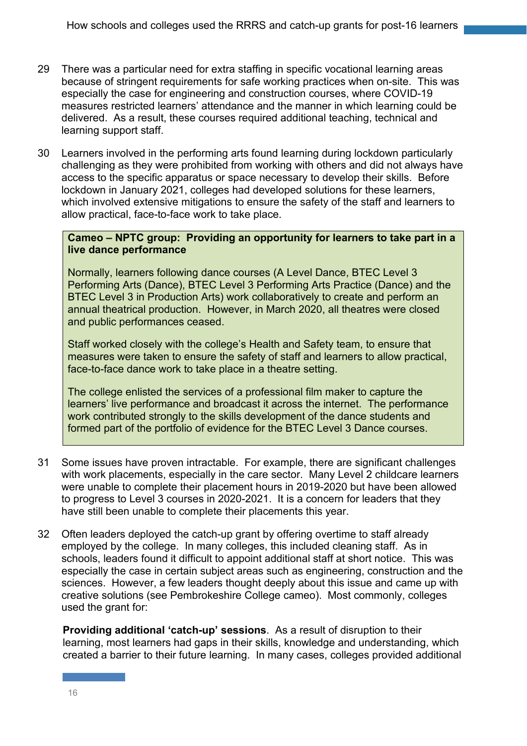29 There was a particular need for extra staffing in specific vocational learning areas because of stringent requirements for safe working practices when on-site. This was especially the case for engineering and construction courses, where COVID-19 measures restricted learners' attendance and the manner in which learning could be delivered. As a result, these courses required additional teaching, technical and learning support staff.

30 Learners involved in the performing arts found learning during lockdown particularly challenging as they were prohibited from working with others and did not always have access to the specific apparatus or space necessary to develop their skills. Before lockdown in January 2021, colleges had developed solutions for these learners, which involved extensive mitigations to ensure the safety of the staff and learners to allow practical, face-to-face work to take place.

**Cameo – NPTC group: Providing an opportunity for learners to take part in a live dance performance**

Normally, learners following dance courses (A Level Dance, BTEC Level 3 Performing Arts (Dance), BTEC Level 3 Performing Arts Practice (Dance) and the BTEC Level 3 in Production Arts) work collaboratively to create and perform an annual theatrical production. However, in March 2020, all theatres were closed and public performances ceased.

Staff worked closely with the college's Health and Safety team, to ensure that measures were taken to ensure the safety of staff and learners to allow practical, face-to-face dance work to take place in a theatre setting.

The college enlisted the services of a professional film maker to capture the learners' live performance and broadcast it across the internet. The performance work contributed strongly to the skills development of the dance students and formed part of the portfolio of evidence for the BTEC Level 3 Dance courses.

31 Some issues have proven intractable. For example, there are significant challenges with work placements, especially in the care sector. Many Level 2 childcare learners were unable to complete their placement hours in 2019-2020 but have been allowed to progress to Level 3 courses in 2020-2021. It is a concern for leaders that they have still been unable to complete their placements this year.

32 Often leaders deployed the catch-up grant by offering overtime to staff already employed by the college. In many colleges, this included cleaning staff. As in schools, leaders found it difficult to appoint additional staff at short notice. This was especially the case in certain subject areas such as engineering, construction and the sciences. However, a few leaders thought deeply about this issue and came up with creative solutions (see Pembrokeshire College cameo). Most commonly, colleges used the grant for:

**Providing additional 'catch-up' sessions**. As a result of disruption to their learning, most learners had gaps in their skills, knowledge and understanding, which created a barrier to their future learning. In many cases, colleges provided additional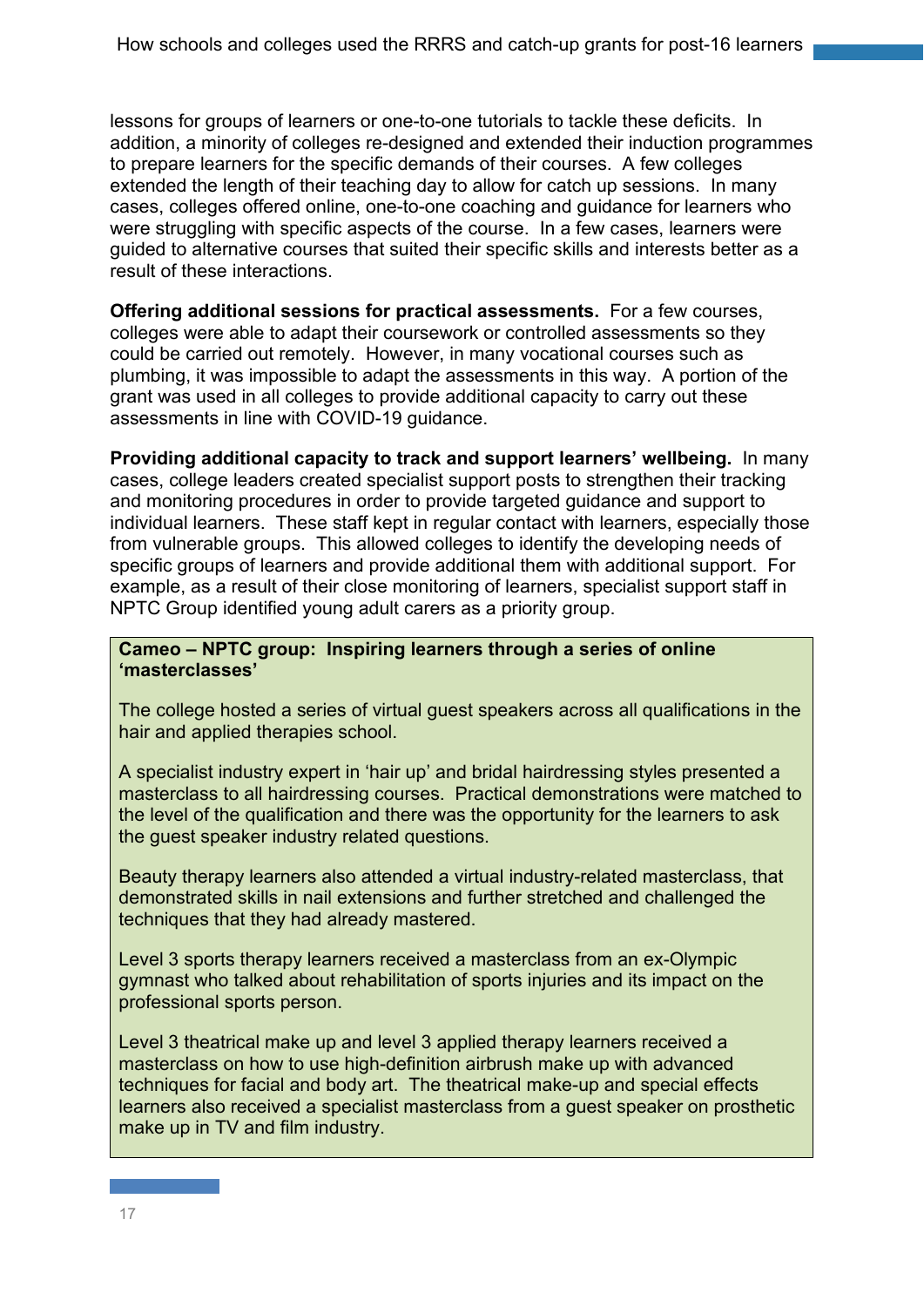lessons for groups of learners or one-to-one tutorials to tackle these deficits. In addition, a minority of colleges re-designed and extended their induction programmes to prepare learners for the specific demands of their courses. A few colleges extended the length of their teaching day to allow for catch up sessions. In many cases, colleges offered online, one-to-one coaching and guidance for learners who were struggling with specific aspects of the course. In a few cases, learners were guided to alternative courses that suited their specific skills and interests better as a result of these interactions.

**Offering additional sessions for practical assessments.** For a few courses, colleges were able to adapt their coursework or controlled assessments so they could be carried out remotely. However, in many vocational courses such as plumbing, it was impossible to adapt the assessments in this way. A portion of the grant was used in all colleges to provide additional capacity to carry out these assessments in line with COVID-19 guidance.

**Providing additional capacity to track and support learners' wellbeing.** In many cases, college leaders created specialist support posts to strengthen their tracking and monitoring procedures in order to provide targeted guidance and support to individual learners. These staff kept in regular contact with learners, especially those from vulnerable groups. This allowed colleges to identify the developing needs of specific groups of learners and provide additional them with additional support. For example, as a result of their close monitoring of learners, specialist support staff in NPTC Group identified young adult carers as a priority group.

**Cameo – NPTC group: Inspiring learners through a series of online 'masterclasses'**

The college hosted a series of virtual guest speakers across all qualifications in the hair and applied therapies school.

A specialist industry expert in 'hair up' and bridal hairdressing styles presented a masterclass to all hairdressing courses. Practical demonstrations were matched to the level of the qualification and there was the opportunity for the learners to ask the guest speaker industry related questions.

Beauty therapy learners also attended a virtual industry-related masterclass, that demonstrated skills in nail extensions and further stretched and challenged the techniques that they had already mastered.

Level 3 sports therapy learners received a masterclass from an ex-Olympic gymnast who talked about rehabilitation of sports injuries and its impact on the professional sports person.

Level 3 theatrical make up and level 3 applied therapy learners received a masterclass on how to use high-definition airbrush make up with advanced techniques for facial and body art. The theatrical make-up and special effects learners also received a specialist masterclass from a guest speaker on prosthetic make up in TV and film industry.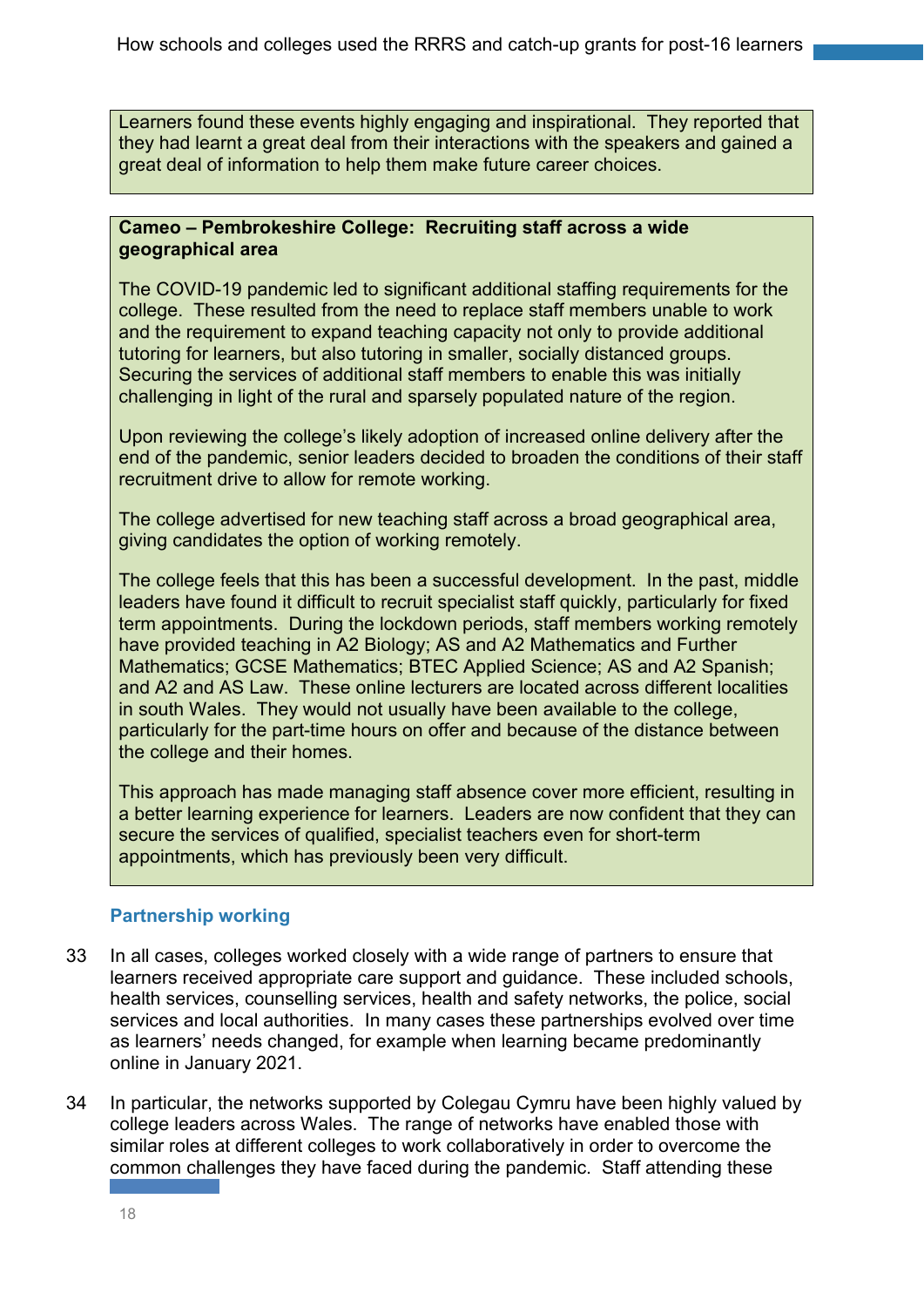Learners found these events highly engaging and inspirational. They reported that they had learnt a great deal from their interactions with the speakers and gained a great deal of information to help them make future career choices.

**Cameo – Pembrokeshire College: Recruiting staff across a wide geographical area**

The COVID-19 pandemic led to significant additional staffing requirements for the college. These resulted from the need to replace staff members unable to work and the requirement to expand teaching capacity not only to provide additional tutoring for learners, but also tutoring in smaller, socially distanced groups. Securing the services of additional staff members to enable this was initially challenging in light of the rural and sparsely populated nature of the region.

Upon reviewing the college's likely adoption of increased online delivery after the end of the pandemic, senior leaders decided to broaden the conditions of their staff recruitment drive to allow for remote working.

The college advertised for new teaching staff across a broad geographical area, giving candidates the option of working remotely.

The college feels that this has been a successful development. In the past, middle leaders have found it difficult to recruit specialist staff quickly, particularly for fixed term appointments. During the lockdown periods, staff members working remotely have provided teaching in A2 Biology; AS and A2 Mathematics and Further Mathematics; GCSE Mathematics; BTEC Applied Science; AS and A2 Spanish; and A2 and AS Law. These online lecturers are located across different localities in south Wales. They would not usually have been available to the college, particularly for the part-time hours on offer and because of the distance between the college and their homes.

This approach has made managing staff absence cover more efficient, resulting in a better learning experience for learners. Leaders are now confident that they can secure the services of qualified, specialist teachers even for short-term appointments, which has previously been very difficult.

### Partnership working

33 In all cases, colleges worked closely with a wide range of partners to ensure that learners received appropriate care support and guidance. These included schools, health services, counselling services, health and safety networks, the police, social services and local authorities. In many cases these partnerships evolved over time as learners' needs changed, for example when learning became predominantly online in January 2021.

34 In particular, the networks supported by Colegau Cymru have been highly valued by college leaders across Wales. The range of networks have enabled those with similar roles at different colleges to work collaboratively in order to overcome the common challenges they have faced during the pandemic. Staff attending these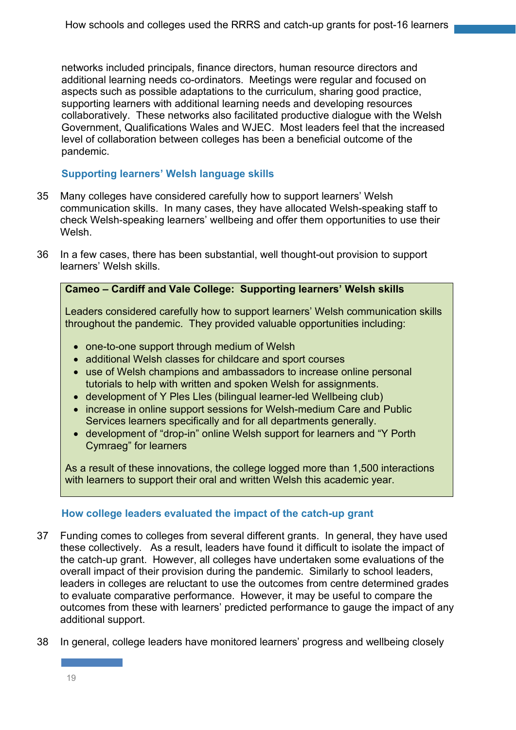networks included principals, finance directors, human resource directors and additional learning needs co-ordinators. Meetings were regular and focused on aspects such as possible adaptations to the curriculum, sharing good practice, supporting learners with additional learning needs and developing resources collaboratively. These networks also facilitated productive dialogue with the Welsh Government, Qualifications Wales and WJEC. Most leaders feel that the increased level of collaboration between colleges has been a beneficial outcome of the pandemic.

### Supporting learners' Welsh language skills

35 Many colleges have considered carefully how to support learners' Welsh communication skills. In many cases, they have allocated Welsh-speaking staff to check Welsh-speaking learners' wellbeing and offer them opportunities to use their Welsh.

36 In a few cases, there has been substantial, well thought-out provision to support learners' Welsh skills.

**Cameo – Cardiff and Vale College: Supporting learners' Welsh skills**

Leaders considered carefully how to support learners' Welsh communication skills throughout the pandemic. They provided valuable opportunities including:

- one-to-one support through medium of Welsh
- additional Welsh classes for childcare and sport courses
- use of Welsh champions and ambassadors to increase online personal tutorials to help with written and spoken Welsh for assignments.
- development of Y Ples Lles (bilingual learner-led Wellbeing club)
- increase in online support sessions for Welsh-medium Care and Public Services learners specifically and for all departments generally.
- development of "drop-in" online Welsh support for learners and "Y Porth Cymraeg" for learners

As a result of these innovations, the college logged more than 1,500 interactions with learners to support their oral and written Welsh this academic year.

### How college leaders evaluated the impact of the catch-up grant

37 Funding comes to colleges from several different grants. In general, they have used these collectively. As a result, leaders have found it difficult to isolate the impact of the catch-up grant. However, all colleges have undertaken some evaluations of the overall impact of their provision during the pandemic. Similarly to school leaders, leaders in colleges are reluctant to use the outcomes from centre determined grades to evaluate comparative performance. However, it may be useful to compare the outcomes from these with learners' predicted performance to gauge the impact of any additional support.

38 In general, college leaders have monitored learners' progress and wellbeing closely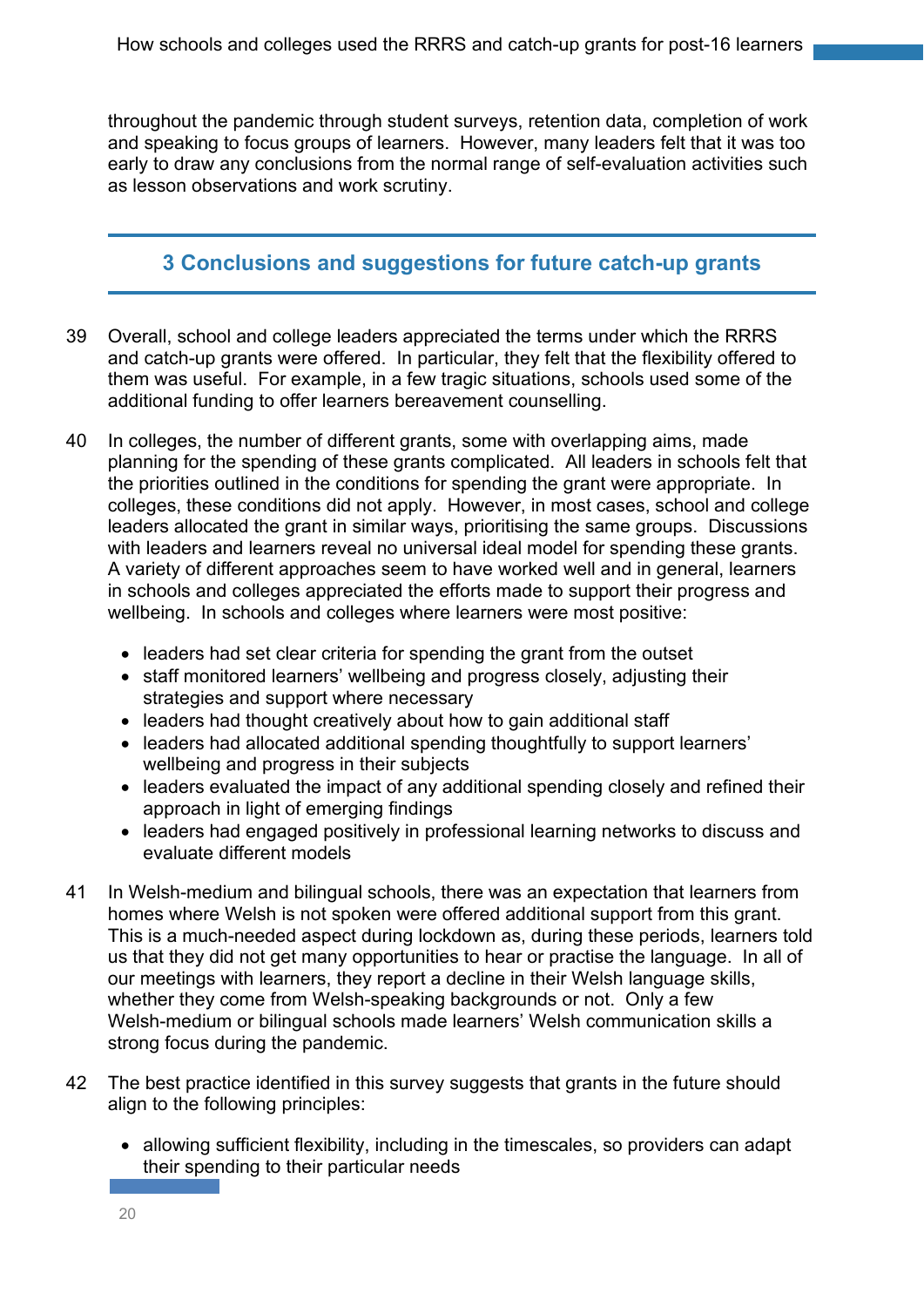throughout the pandemic through student surveys, retention data, completion of work and speaking to focus groups of learners. However, many leaders felt that it was too early to draw any conclusions from the normal range of self-evaluation activities such as lesson observations and work scrutiny.

## 3 Conclusions and suggestions for future catch-up grants

39 Overall, school and college leaders appreciated the terms under which the RRRS and catch-up grants were offered. In particular, they felt that the flexibility offered to them was useful. For example, in a few tragic situations, schools used some of the additional funding to offer learners bereavement counselling.

40 In colleges, the number of different grants, some with overlapping aims, made planning for the spending of these grants complicated. All leaders in schools felt that the priorities outlined in the conditions for spending the grant were appropriate. In colleges, these conditions did not apply. However, in most cases, school and college leaders allocated the grant in similar ways, prioritising the same groups. Discussions with leaders and learners reveal no universal ideal model for spending these grants. A variety of different approaches seem to have worked well and in general, learners in schools and colleges appreciated the efforts made to support their progress and wellbeing. In schools and colleges where learners were most positive:

- leaders had set clear criteria for spending the grant from the outset
- staff monitored learners' wellbeing and progress closely, adjusting their strategies and support where necessary
- leaders had thought creatively about how to gain additional staff
- leaders had allocated additional spending thoughtfully to support learners' wellbeing and progress in their subjects
- leaders evaluated the impact of any additional spending closely and refined their approach in light of emerging findings
- leaders had engaged positively in professional learning networks to discuss and evaluate different models

41 In Welsh-medium and bilingual schools, there was an expectation that learners from homes where Welsh is not spoken were offered additional support from this grant. This is a much-needed aspect during lockdown as, during these periods, learners told us that they did not get many opportunities to hear or practise the language. In all of our meetings with learners, they report a decline in their Welsh language skills, whether they come from Welsh-speaking backgrounds or not. Only a few Welsh-medium or bilingual schools made learners' Welsh communication skills a strong focus during the pandemic.

42 The best practice identified in this survey suggests that grants in the future should align to the following principles:

- allowing sufficient flexibility, including in the timescales, so providers can adapt their spending to their particular needs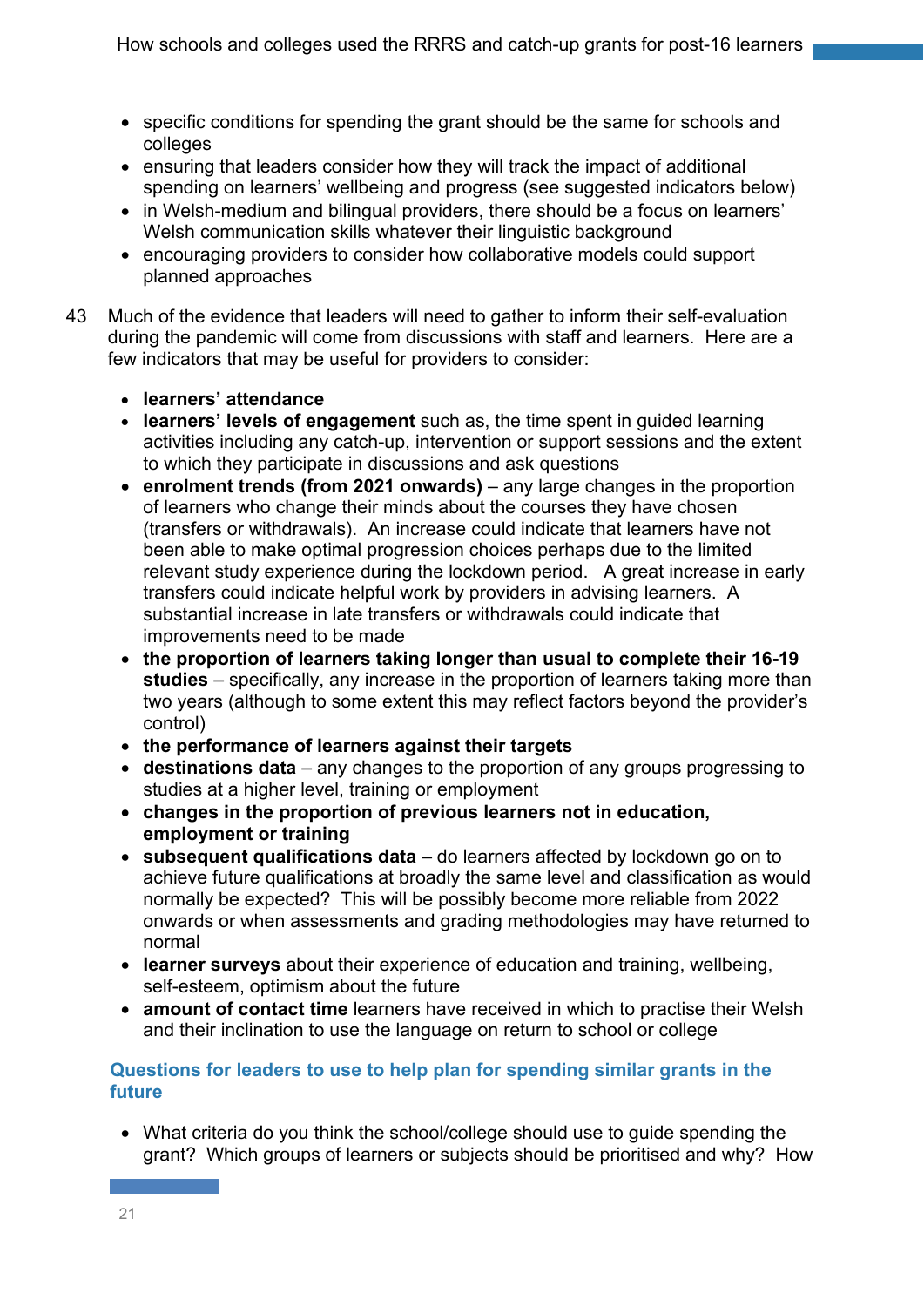- specific conditions for spending the grant should be the same for schools and colleges
- ensuring that leaders consider how they will track the impact of additional spending on learners' wellbeing and progress (see suggested indicators below)
- in Welsh-medium and bilingual providers, there should be a focus on learners' Welsh communication skills whatever their linguistic background
- encouraging providers to consider how collaborative models could support planned approaches

43 Much of the evidence that leaders will need to gather to inform their self-evaluation during the pandemic will come from discussions with staff and learners. Here are a few indicators that may be useful for providers to consider:

- **learners' attendance**
- **learners' levels of engagement** such as, the time spent in guided learning activities including any catch-up, intervention or support sessions and the extent to which they participate in discussions and ask questions
- **enrolment trends (from 2021 onwards)** – any large changes in the proportion of learners who change their minds about the courses they have chosen (transfers or withdrawals). An increase could indicate that learners have not been able to make optimal progression choices perhaps due to the limited relevant study experience during the lockdown period. A great increase in early transfers could indicate helpful work by providers in advising learners. A substantial increase in late transfers or withdrawals could indicate that improvements need to be made
- **the proportion of learners taking longer than usual to complete their 16-19 studies** – specifically, any increase in the proportion of learners taking more than two years (although to some extent this may reflect factors beyond the provider's control)
- **the performance of learners against their targets**
- **destinations data** – any changes to the proportion of any groups progressing to studies at a higher level, training or employment
- **changes in the proportion of previous learners not in education, employment or training**
- **subsequent qualifications data** – do learners affected by lockdown go on to achieve future qualifications at broadly the same level and classification as would normally be expected? This will be possibly become more reliable from 2022 onwards or when assessments and grading methodologies may have returned to normal
- **learner surveys** about their experience of education and training, wellbeing, self-esteem, optimism about the future
- **amount of contact time** learners have received in which to practise their Welsh and their inclination to use the language on return to school or college

### Questions for leaders to use to help plan for spending similar grants in the future

- What criteria do you think the school/college should use to guide spending the grant? Which groups of learners or subjects should be prioritised and why? How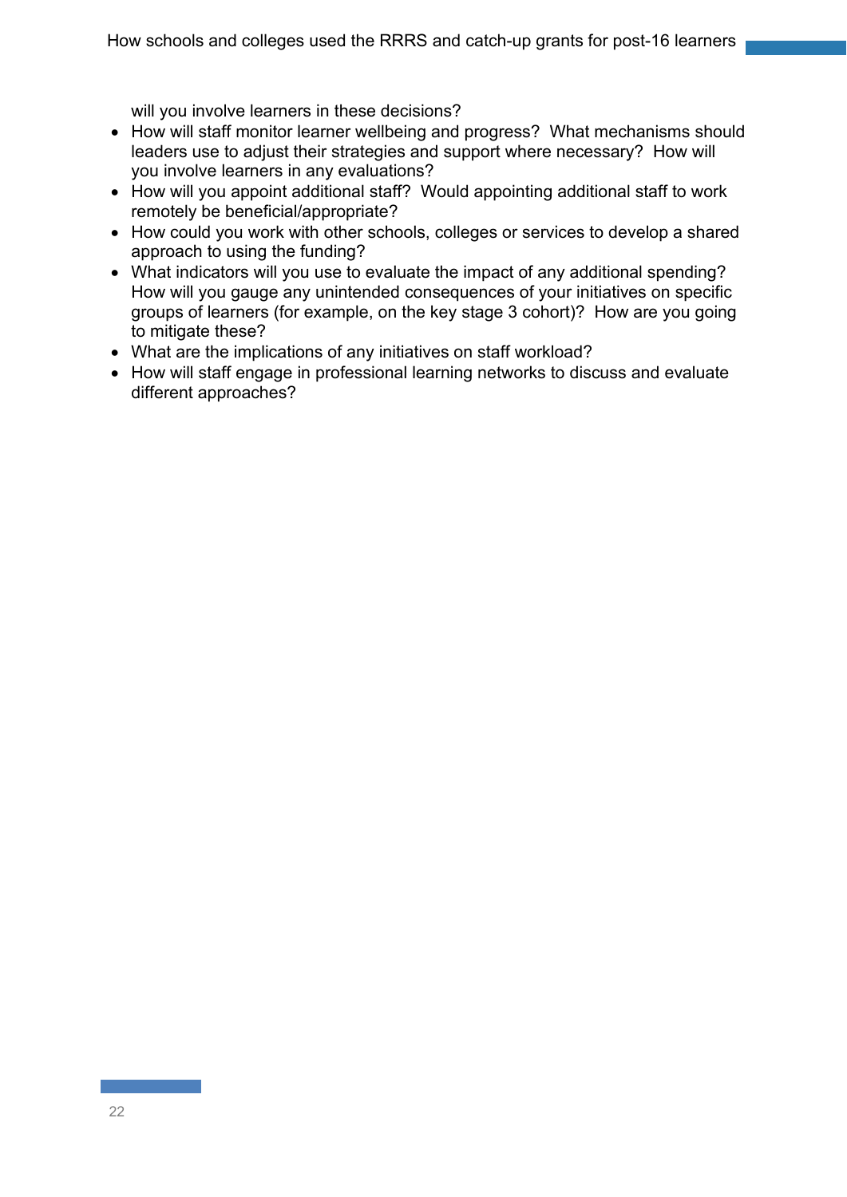will you involve learners in these decisions?

- How will staff monitor learner wellbeing and progress? What mechanisms should leaders use to adjust their strategies and support where necessary? How will you involve learners in any evaluations?
- How will you appoint additional staff? Would appointing additional staff to work remotely be beneficial/appropriate?
- How could you work with other schools, colleges or services to develop a shared approach to using the funding?
- What indicators will you use to evaluate the impact of any additional spending? How will you gauge any unintended consequences of your initiatives on specific groups of learners (for example, on the key stage 3 cohort)? How are you going to mitigate these?
- What are the implications of any initiatives on staff workload?
- How will staff engage in professional learning networks to discuss and evaluate different approaches?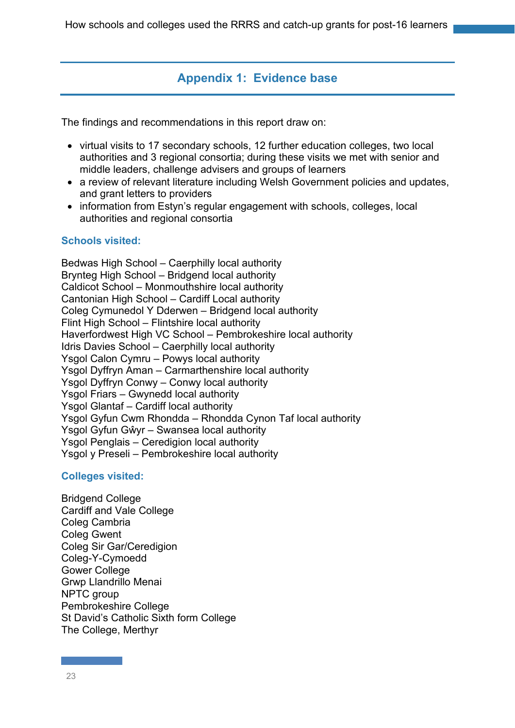# Appendix 1: Evidence base

The findings and recommendations in this report draw on:

- virtual visits to 17 secondary schools, 12 further education colleges, two local authorities and 3 regional consortia; during these visits we met with senior and middle leaders, challenge advisers and groups of learners
- a review of relevant literature including Welsh Government policies and updates, and grant letters to providers
- information from Estyn's regular engagement with schools, colleges, local authorities and regional consortia

### Schools visited:

Bedwas High School – Caerphilly local authority
Brynteg High School – Bridgend local authority
Caldicot School – Monmouthshire local authority
Cantonian High School – Cardiff Local authority
Coleg Cymunedol Y Dderwen – Bridgend local authority
Flint High School – Flintshire local authority
Haverfordwest High VC School – Pembrokeshire local authority
Idris Davies School – Caerphilly local authority
Ysgol Calon Cymru – Powys local authority
Ysgol Dyffryn Aman – Carmarthenshire local authority
Ysgol Dyffryn Conwy – Conwy local authority
Ysgol Friars – Gwynedd local authority
Ysgol Glantaf – Cardiff local authority
Ysgol Gyfun Cwm Rhondda – Rhondda Cynon Taf local authority
Ysgol Gyfun Gŵyr – Swansea local authority
Ysgol Penglais – Ceredigion local authority
Ysgol y Preseli – Pembrokeshire local authority

### Colleges visited:

Bridgend College
Cardiff and Vale College
Coleg Cambria
Coleg Gwent
Coleg Sir Gar/Ceredigion
Coleg-Y-Cymoedd
Gower College
Grwp Llandrillo Menai
NPTC group
Pembrokeshire College
St David's Catholic Sixth form College
The College, Merthyr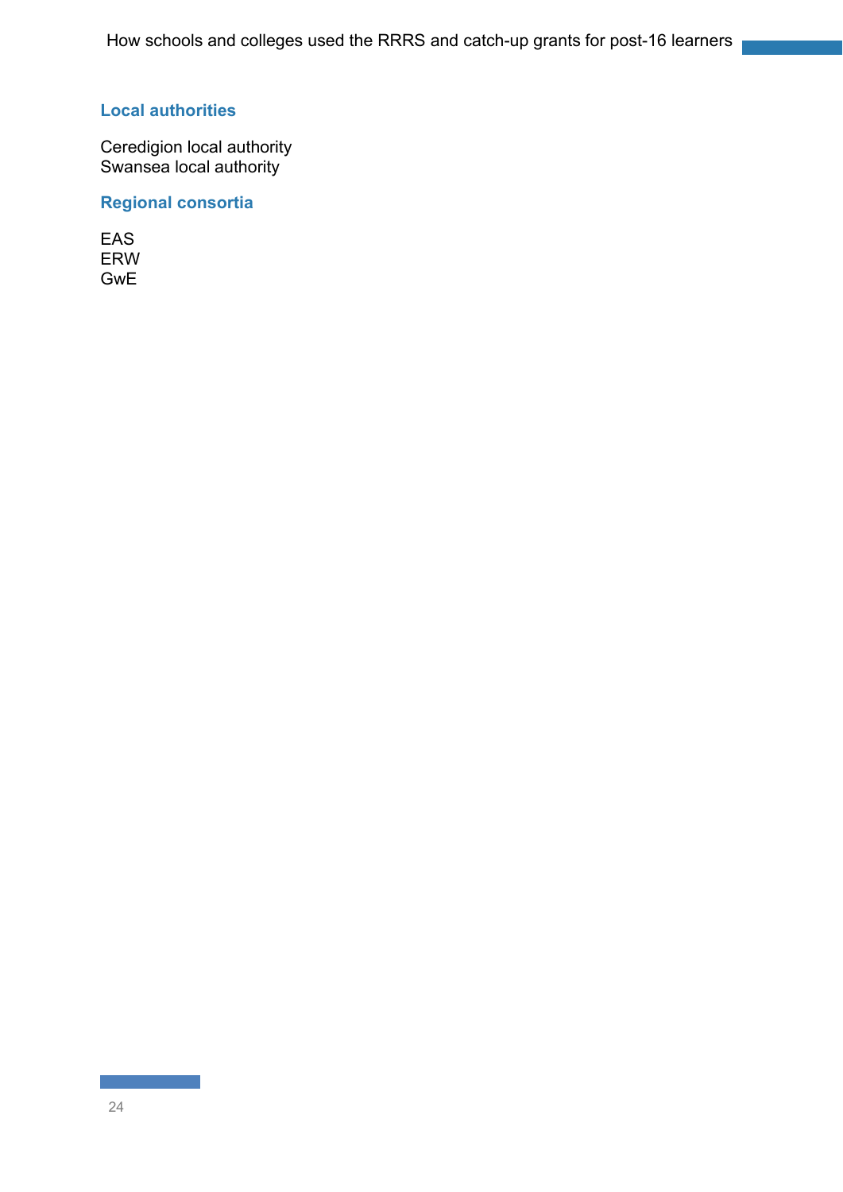### Local authorities

Ceredigion local authority
Swansea local authority

### Regional consortia

EAS
ERW
GwE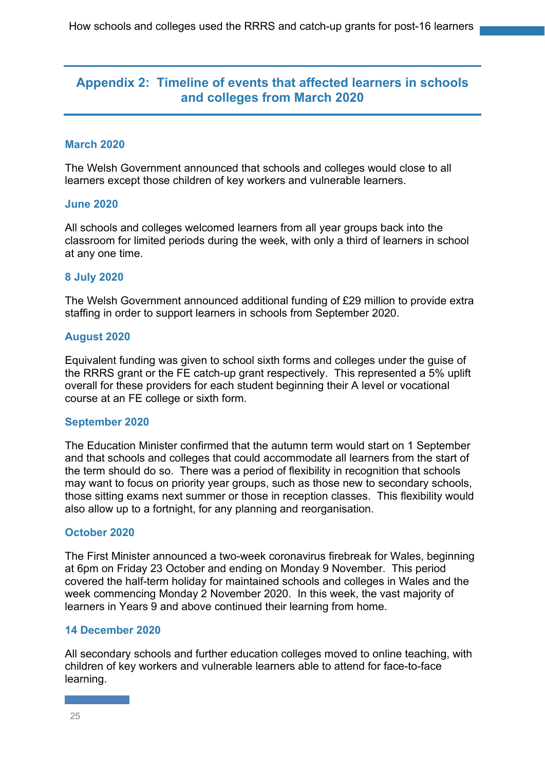## Appendix 2: Timeline of events that affected learners in schools and colleges from March 2020

### March 2020

The Welsh Government announced that schools and colleges would close to all learners except those children of key workers and vulnerable learners.

### June 2020

All schools and colleges welcomed learners from all year groups back into the classroom for limited periods during the week, with only a third of learners in school at any one time.

### 8 July 2020

The Welsh Government announced additional funding of £29 million to provide extra staffing in order to support learners in schools from September 2020.

### August 2020

Equivalent funding was given to school sixth forms and colleges under the guise of the RRRS grant or the FE catch-up grant respectively. This represented a 5% uplift overall for these providers for each student beginning their A level or vocational course at an FE college or sixth form.

### September 2020

The Education Minister confirmed that the autumn term would start on 1 September and that schools and colleges that could accommodate all learners from the start of the term should do so. There was a period of flexibility in recognition that schools may want to focus on priority year groups, such as those new to secondary schools, those sitting exams next summer or those in reception classes. This flexibility would also allow up to a fortnight, for any planning and reorganisation.

### October 2020

The First Minister announced a two-week coronavirus firebreak for Wales, beginning at 6pm on Friday 23 October and ending on Monday 9 November. This period covered the half-term holiday for maintained schools and colleges in Wales and the week commencing Monday 2 November 2020. In this week, the vast majority of learners in Years 9 and above continued their learning from home.

### 14 December 2020

All secondary schools and further education colleges moved to online teaching, with children of key workers and vulnerable learners able to attend for face-to-face learning.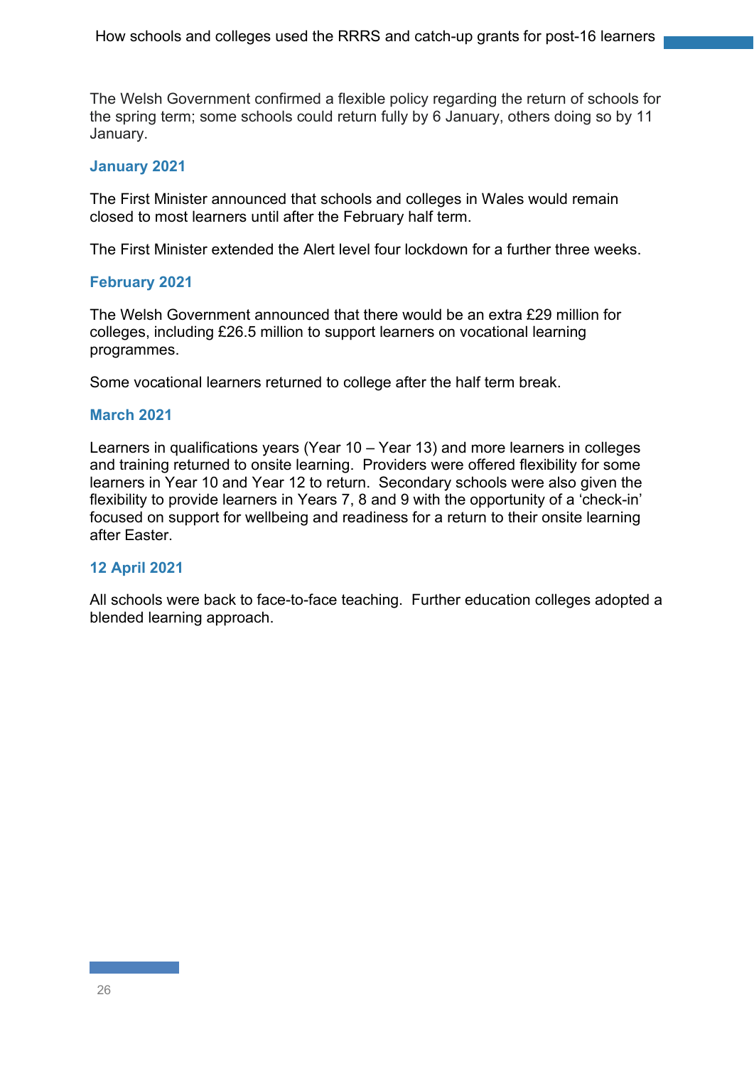The Welsh Government confirmed a flexible policy regarding the return of schools for the spring term; some schools could return fully by 6 January, others doing so by 11 January.

### January 2021

The First Minister announced that schools and colleges in Wales would remain closed to most learners until after the February half term.

The First Minister extended the Alert level four lockdown for a further three weeks.

### February 2021

The Welsh Government announced that there would be an extra £29 million for colleges, including £26.5 million to support learners on vocational learning programmes.

Some vocational learners returned to college after the half term break.

### March 2021

Learners in qualifications years (Year 10 – Year 13) and more learners in colleges and training returned to onsite learning. Providers were offered flexibility for some learners in Year 10 and Year 12 to return. Secondary schools were also given the flexibility to provide learners in Years 7, 8 and 9 with the opportunity of a 'check-in' focused on support for wellbeing and readiness for a return to their onsite learning after Easter.

### 12 April 2021

All schools were back to face-to-face teaching. Further education colleges adopted a blended learning approach.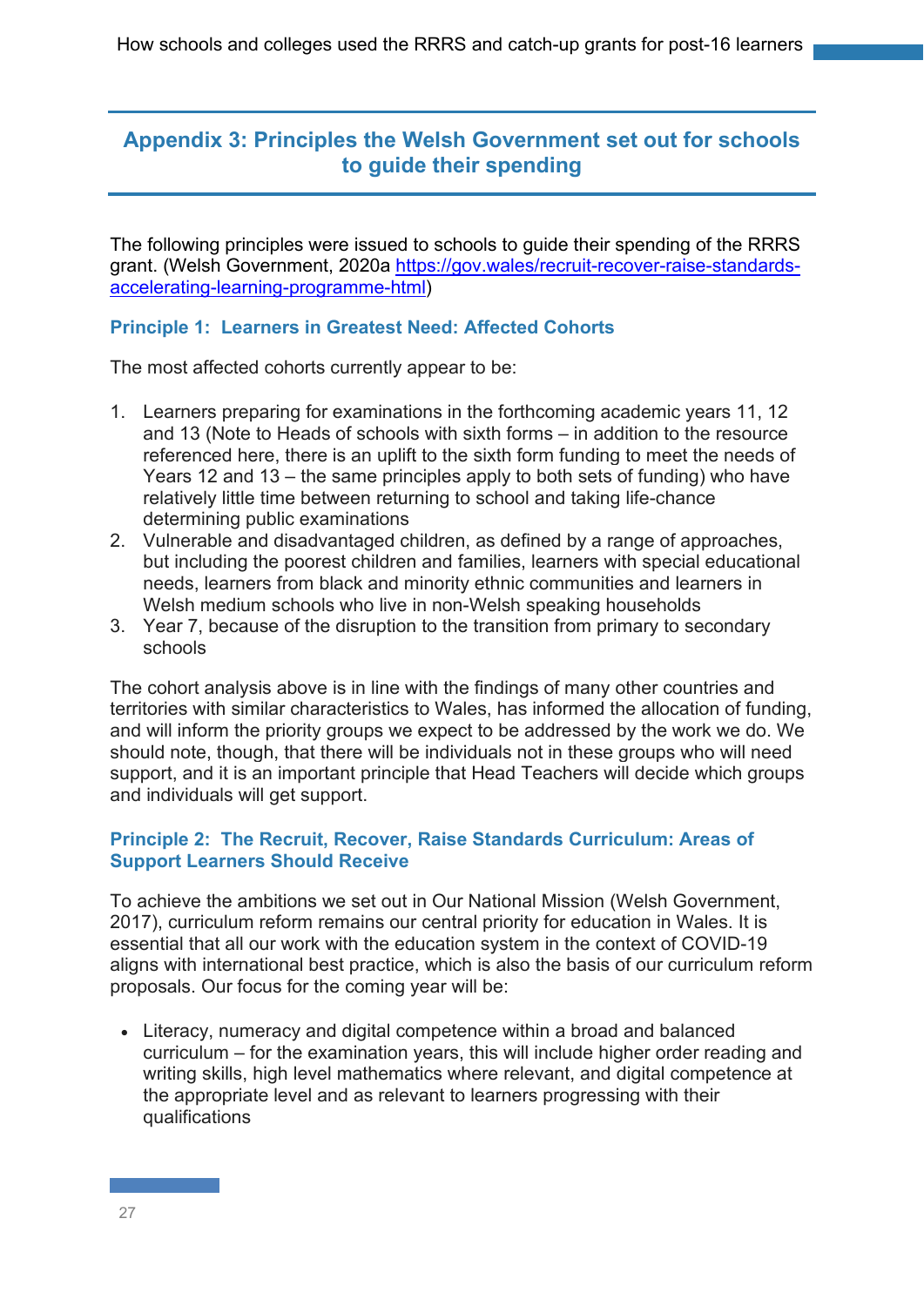## Appendix 3: Principles the Welsh Government set out for schools to guide their spending

The following principles were issued to schools to guide their spending of the RRRS grant. (Welsh Government, 2020a [https://gov.wales/recruit-recover-raise-standards-accelerating-learning-programme-html](https://gov.wales/recruit-recover-raise-standards-accelerating-learning-programme-html))

### Principle 1: Learners in Greatest Need: Affected Cohorts

The most affected cohorts currently appear to be:

1. Learners preparing for examinations in the forthcoming academic years 11, 12 and 13 (Note to Heads of schools with sixth forms – in addition to the resource referenced here, there is an uplift to the sixth form funding to meet the needs of Years 12 and 13 – the same principles apply to both sets of funding) who have relatively little time between returning to school and taking life-chance determining public examinations
2. Vulnerable and disadvantaged children, as defined by a range of approaches, but including the poorest children and families, learners with special educational needs, learners from black and minority ethnic communities and learners in Welsh medium schools who live in non-Welsh speaking households
3. Year 7, because of the disruption to the transition from primary to secondary schools

The cohort analysis above is in line with the findings of many other countries and territories with similar characteristics to Wales, has informed the allocation of funding, and will inform the priority groups we expect to be addressed by the work we do. We should note, though, that there will be individuals not in these groups who will need support, and it is an important principle that Head Teachers will decide which groups and individuals will get support.

### Principle 2: The Recruit, Recover, Raise Standards Curriculum: Areas of Support Learners Should Receive

To achieve the ambitions we set out in Our National Mission (Welsh Government, 2017), curriculum reform remains our central priority for education in Wales. It is essential that all our work with the education system in the context of COVID-19 aligns with international best practice, which is also the basis of our curriculum reform proposals. Our focus for the coming year will be:

- Literacy, numeracy and digital competence within a broad and balanced curriculum – for the examination years, this will include higher order reading and writing skills, high level mathematics where relevant, and digital competence at the appropriate level and as relevant to learners progressing with their qualifications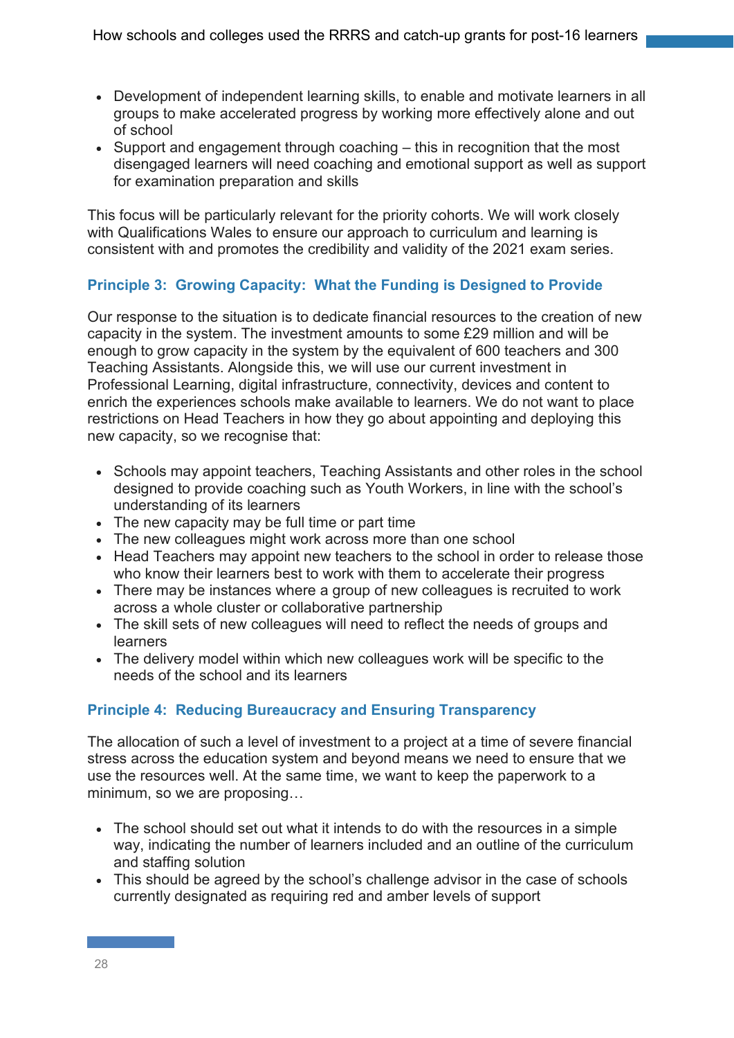- Development of independent learning skills, to enable and motivate learners in all groups to make accelerated progress by working more effectively alone and out of school
- Support and engagement through coaching – this in recognition that the most disengaged learners will need coaching and emotional support as well as support for examination preparation and skills

This focus will be particularly relevant for the priority cohorts. We will work closely with Qualifications Wales to ensure our approach to curriculum and learning is consistent with and promotes the credibility and validity of the 2021 exam series.

### Principle 3: Growing Capacity: What the Funding is Designed to Provide

Our response to the situation is to dedicate financial resources to the creation of new capacity in the system. The investment amounts to some £29 million and will be enough to grow capacity in the system by the equivalent of 600 teachers and 300 Teaching Assistants. Alongside this, we will use our current investment in Professional Learning, digital infrastructure, connectivity, devices and content to enrich the experiences schools make available to learners. We do not want to place restrictions on Head Teachers in how they go about appointing and deploying this new capacity, so we recognise that:

- Schools may appoint teachers, Teaching Assistants and other roles in the school designed to provide coaching such as Youth Workers, in line with the school's understanding of its learners
- The new capacity may be full time or part time
- The new colleagues might work across more than one school
- Head Teachers may appoint new teachers to the school in order to release those who know their learners best to work with them to accelerate their progress
- There may be instances where a group of new colleagues is recruited to work across a whole cluster or collaborative partnership
- The skill sets of new colleagues will need to reflect the needs of groups and learners
- The delivery model within which new colleagues work will be specific to the needs of the school and its learners

### Principle 4: Reducing Bureaucracy and Ensuring Transparency

The allocation of such a level of investment to a project at a time of severe financial stress across the education system and beyond means we need to ensure that we use the resources well. At the same time, we want to keep the paperwork to a minimum, so we are proposing…

- The school should set out what it intends to do with the resources in a simple way, indicating the number of learners included and an outline of the curriculum and staffing solution
- This should be agreed by the school's challenge advisor in the case of schools currently designated as requiring red and amber levels of support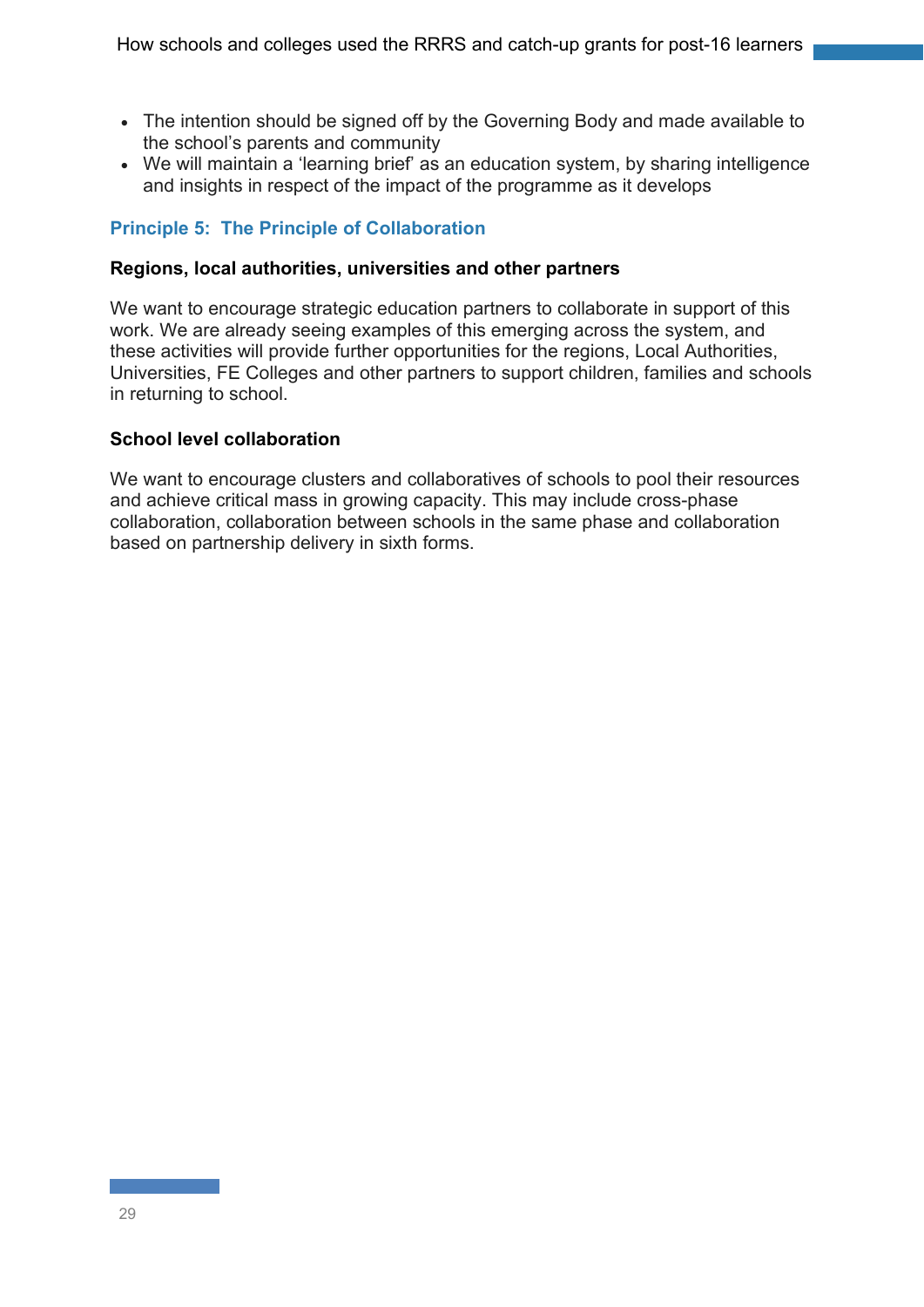- The intention should be signed off by the Governing Body and made available to the school's parents and community
- We will maintain a 'learning brief' as an education system, by sharing intelligence and insights in respect of the impact of the programme as it develops

### Principle 5: The Principle of Collaboration

**Regions, local authorities, universities and other partners**

We want to encourage strategic education partners to collaborate in support of this work. We are already seeing examples of this emerging across the system, and these activities will provide further opportunities for the regions, Local Authorities, Universities, FE Colleges and other partners to support children, families and schools in returning to school.

**School level collaboration**

We want to encourage clusters and collaboratives of schools to pool their resources and achieve critical mass in growing capacity. This may include cross-phase collaboration, collaboration between schools in the same phase and collaboration based on partnership delivery in sixth forms.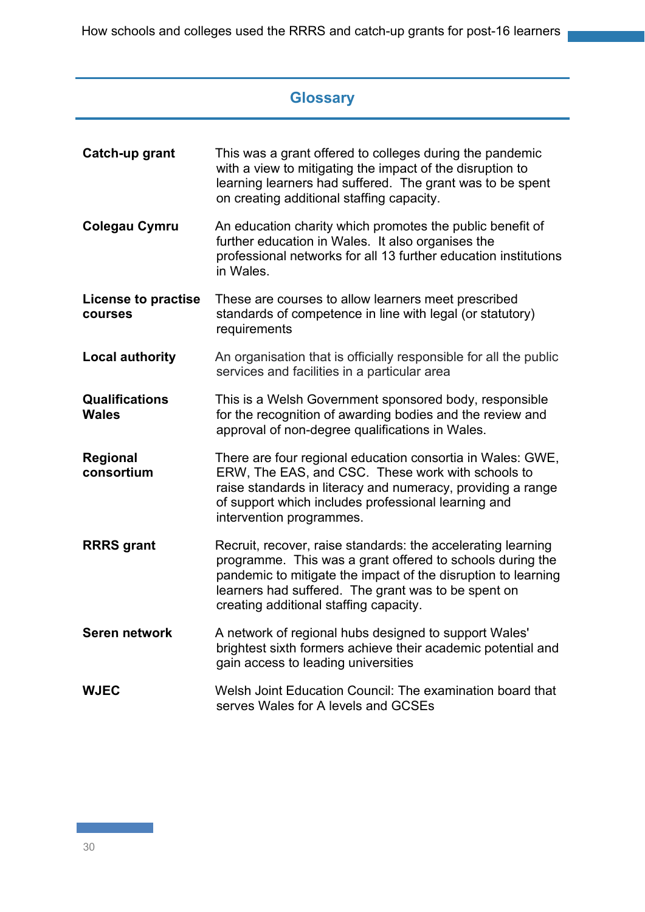## Glossary

| | |
|---|---|
| **Catch-up grant** | This was a grant offered to colleges during the pandemic with a view to mitigating the impact of the disruption to learning learners had suffered. The grant was to be spent on creating additional staffing capacity. |
| **Colegau Cymru** | An education charity which promotes the public benefit of further education in Wales. It also organises the professional networks for all 13 further education institutions in Wales. |
| **License to practise courses** | These are courses to allow learners meet prescribed standards of competence in line with legal (or statutory) requirements |
| **Local authority** | An organisation that is officially responsible for all the public services and facilities in a particular area |
| **Qualifications Wales** | This is a Welsh Government sponsored body, responsible for the recognition of awarding bodies and the review and approval of non-degree qualifications in Wales. |
| **Regional consortium** | There are four regional education consortia in Wales: GWE, ERW, The EAS, and CSC. These work with schools to raise standards in literacy and numeracy, providing a range of support which includes professional learning and intervention programmes. |
| **RRRS grant** | Recruit, recover, raise standards: the accelerating learning programme. This was a grant offered to schools during the pandemic to mitigate the impact of the disruption to learning learners had suffered. The grant was to be spent on creating additional staffing capacity. |
| **Seren network** | A network of regional hubs designed to support Wales' brightest sixth formers achieve their academic potential and gain access to leading universities |
| **WJEC** | Welsh Joint Education Council: The examination board that serves Wales for A levels and GCSEs |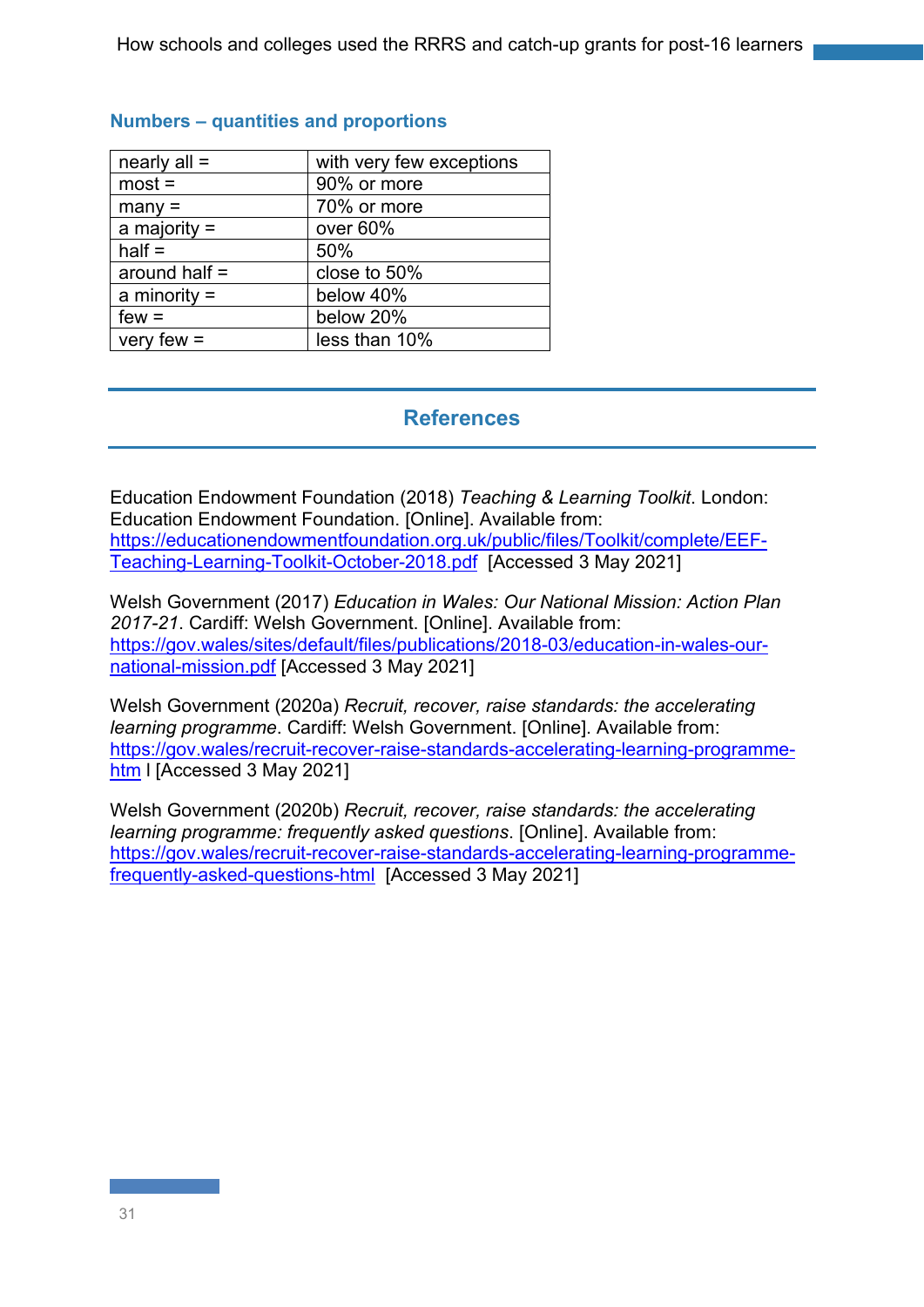## Numbers – quantities and proportions

| | |
|---|---|
| nearly all = | with very few exceptions |
| most = | 90% or more |
| many = | 70% or more |
| a majority = | over 60% |
| half = | 50% |
| around half = | close to 50% |
| a minority = | below 40% |
| few = | below 20% |
| very few = | less than 10% |

## References

Education Endowment Foundation (2018) *Teaching & Learning Toolkit*. London: Education Endowment Foundation. [Online]. Available from: https://educationendowmentfoundation.org.uk/public/files/Toolkit/complete/EEF-Teaching-Learning-Toolkit-October-2018.pdf [Accessed 3 May 2021]

Welsh Government (2017) *Education in Wales: Our National Mission: Action Plan 2017-21*. Cardiff: Welsh Government. [Online]. Available from: https://gov.wales/sites/default/files/publications/2018-03/education-in-wales-our-national-mission.pdf [Accessed 3 May 2021]

Welsh Government (2020a) *Recruit, recover, raise standards: the accelerating learning programme*. Cardiff: Welsh Government. [Online]. Available from: https://gov.wales/recruit-recover-raise-standards-accelerating-learning-programme-htm l [Accessed 3 May 2021]

Welsh Government (2020b) *Recruit, recover, raise standards: the accelerating learning programme: frequently asked questions*. [Online]. Available from: https://gov.wales/recruit-recover-raise-standards-accelerating-learning-programme-frequently-asked-questions-html [Accessed 3 May 2021]